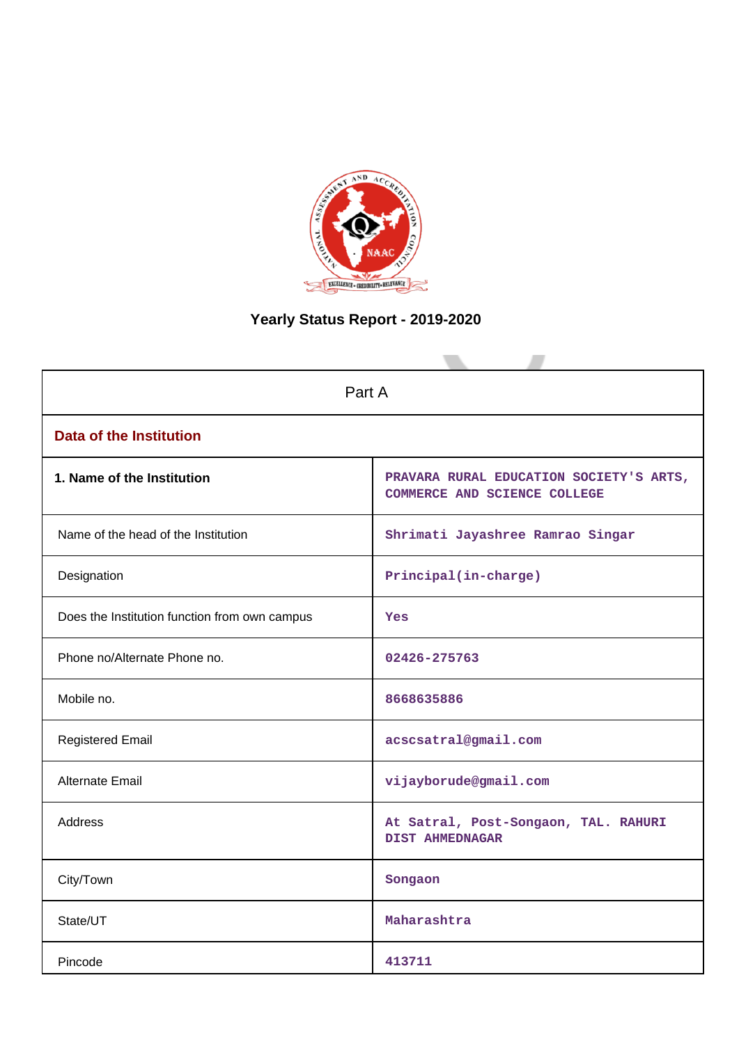# Yearly Status Report - 2019-2020

| Part A | |
|---|---|
| **Data of the Institution** | |
| **1. Name of the Institution** | PRAVARA RURAL EDUCATION SOCIETY'S ARTS, COMMERCE AND SCIENCE COLLEGE |
| Name of the head of the Institution | Shrimati Jayashree Ramrao Singar |
| Designation | Principal(in-charge) |
| Does the Institution function from own campus | Yes |
| Phone no/Alternate Phone no. | 02426-275763 |
| Mobile no. | 8668635886 |
| Registered Email | acscsatral@gmail.com |
| Alternate Email | vijayborude@gmail.com |
| Address | At Satral, Post-Songaon, TAL. RAHURI DIST AHMEDNAGAR |
| City/Town | Songaon |
| State/UT | Maharashtra |
| Pincode | 413711 |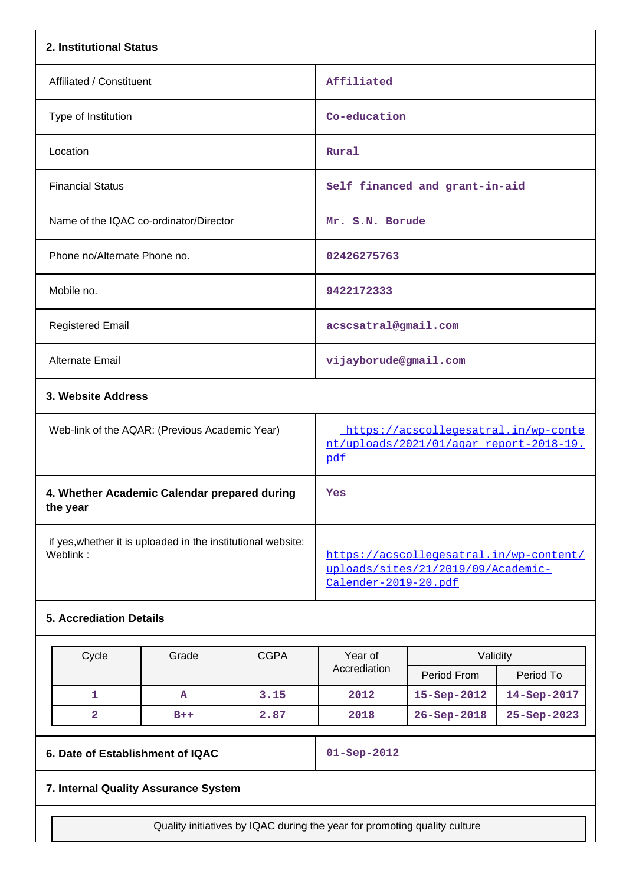**2. Institutional Status**

| | |
|---|---|
| Affiliated / Constituent | Affiliated |
| Type of Institution | Co-education |
| Location | Rural |
| Financial Status | Self financed and grant-in-aid |
| Name of the IQAC co-ordinator/Director | Mr. S.N. Borude |
| Phone no/Alternate Phone no. | 02426275763 |
| Mobile no. | 9422172333 |
| Registered Email | acscsatral@gmail.com |
| Alternate Email | vijayborude@gmail.com |

**3. Website Address**

| | |
|---|---|
| Web-link of the AQAR: (Previous Academic Year) | https://acscollegesatral.in/wp-content/uploads/2021/01/aqar_report-2018-19.pdf |
| **4. Whether Academic Calendar prepared during the year** | Yes |
| if yes,whether it is uploaded in the institutional website: Weblink : | https://acscollegesatral.in/wp-content/uploads/sites/21/2019/09/Academic-Calender-2019-20.pdf |

**5. Accrediation Details**

| Cycle | Grade | CGPA | Year of Accrediation | Validity | |
|---|---|---|---|---|---|
| | | | | Period From | Period To |
| 1 | A | 3.15 | 2012 | 15-Sep-2012 | 14-Sep-2017 |
| 2 | B++ | 2.87 | 2018 | 26-Sep-2018 | 25-Sep-2023 |

| | |
|---|---|
| **6. Date of Establishment of IQAC** | 01-Sep-2012 |

**7. Internal Quality Assurance System**

| Quality initiatives by IQAC during the year for promoting quality culture |
|---|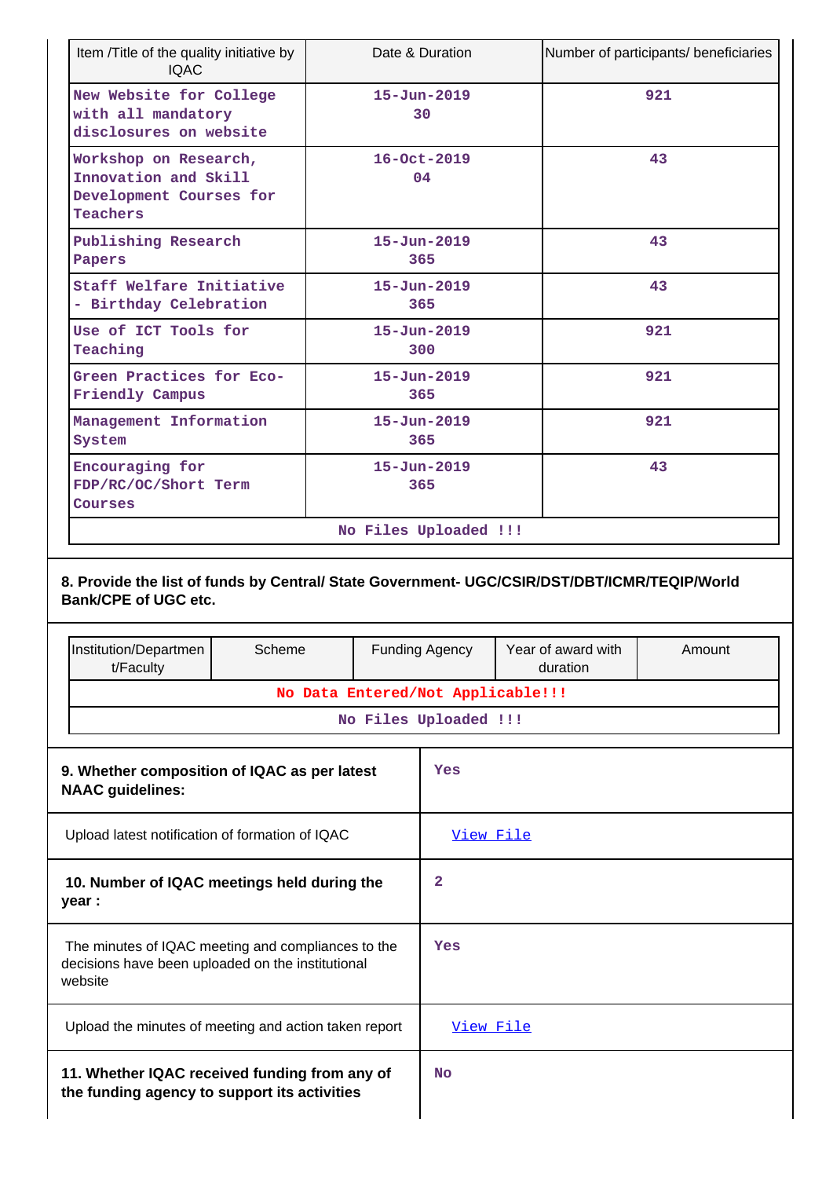| Item /Title of the quality initiative by IQAC | Date & Duration | Number of participants/ beneficiaries |
|---|---|---|
| New Website for College with all mandatory disclosures on website | 15-Jun-2019 30 | 921 |
| Workshop on Research, Innovation and Skill Development Courses for Teachers | 16-Oct-2019 04 | 43 |
| Publishing Research Papers | 15-Jun-2019 365 | 43 |
| Staff Welfare Initiative - Birthday Celebration | 15-Jun-2019 365 | 43 |
| Use of ICT Tools for Teaching | 15-Jun-2019 300 | 921 |
| Green Practices for Eco-Friendly Campus | 15-Jun-2019 365 | 921 |
| Management Information System | 15-Jun-2019 365 | 921 |
| Encouraging for FDP/RC/OC/Short Term Courses | 15-Jun-2019 365 | 43 |
| No Files Uploaded !!! | | |

**8. Provide the list of funds by Central/ State Government- UGC/CSIR/DST/DBT/ICMR/TEQIP/World Bank/CPE of UGC etc.**

| Institution/Department/Faculty | Scheme | Funding Agency | Year of award with duration | Amount |
|---|---|---|---|---|
| No Data Entered/Not Applicable!!! | | | | |
| No Files Uploaded !!! | | | | |

| | |
|---|---|
| **9. Whether composition of IQAC as per latest NAAC guidelines:** | Yes |
| Upload latest notification of formation of IQAC | View File |
| **10. Number of IQAC meetings held during the year :** | 2 |
| The minutes of IQAC meeting and compliances to the decisions have been uploaded on the institutional website | Yes |
| Upload the minutes of meeting and action taken report | View File |
| **11. Whether IQAC received funding from any of the funding agency to support its activities** | No |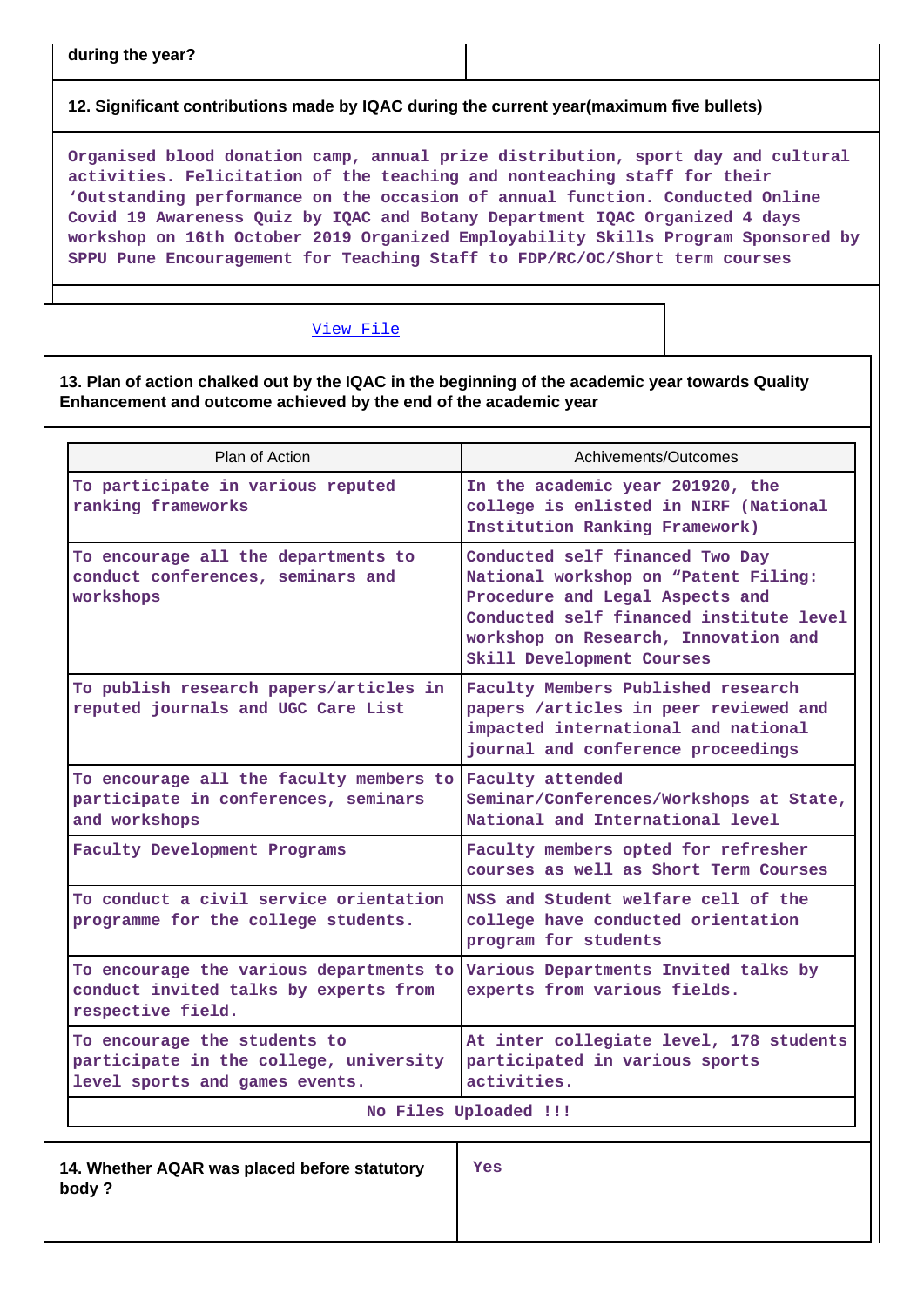during the year?

**12. Significant contributions made by IQAC during the current year(maximum five bullets)**

Organised blood donation camp, annual prize distribution, sport day and cultural activities. Felicitation of the teaching and nonteaching staff for their ‘Outstanding performance on the occasion of annual function. Conducted Online Covid 19 Awareness Quiz by IQAC and Botany Department IQAC Organized 4 days workshop on 16th October 2019 Organized Employability Skills Program Sponsored by SPPU Pune Encouragement for Teaching Staff to FDP/RC/OC/Short term courses

View File

**13. Plan of action chalked out by the IQAC in the beginning of the academic year towards Quality Enhancement and outcome achieved by the end of the academic year**

| Plan of Action | Achivements/Outcomes |
|---|---|
| To participate in various reputed ranking frameworks | In the academic year 201920, the college is enlisted in NIRF (National Institution Ranking Framework) |
| To encourage all the departments to conduct conferences, seminars and workshops | Conducted self financed Two Day National workshop on “Patent Filing: Procedure and Legal Aspects and Conducted self financed institute level workshop on Research, Innovation and Skill Development Courses |
| To publish research papers/articles in reputed journals and UGC Care List | Faculty Members Published research papers /articles in peer reviewed and impacted international and national journal and conference proceedings |
| To encourage all the faculty members to participate in conferences, seminars and workshops | Faculty attended Seminar/Conferences/Workshops at State, National and International level |
| Faculty Development Programs | Faculty members opted for refresher courses as well as Short Term Courses |
| To conduct a civil service orientation programme for the college students. | NSS and Student welfare cell of the college have conducted orientation program for students |
| To encourage the various departments to conduct invited talks by experts from respective field. | Various Departments Invited talks by experts from various fields. |
| To encourage the students to participate in the college, university level sports and games events. | At inter collegiate level, 178 students participated in various sports activities. |
| No Files Uploaded !!! | |

| **14. Whether AQAR was placed before statutory body ?** | Yes |
|---|---|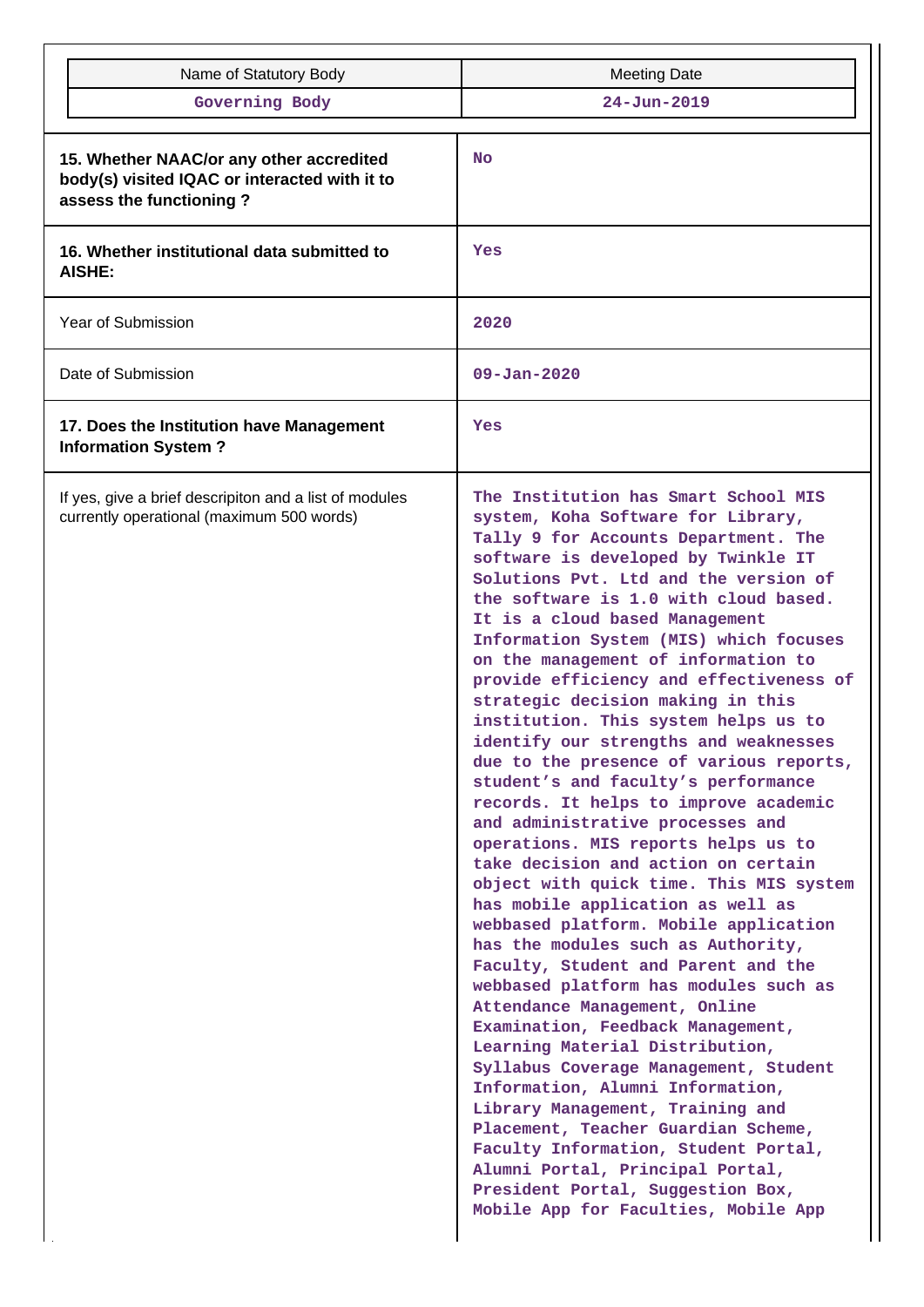| Name of Statutory Body | Meeting Date |
|---|---|
| Governing Body | 24-Jun-2019 |

| | |
|---|---|
| **15. Whether NAAC/or any other accredited body(s) visited IQAC or interacted with it to assess the functioning ?** | No |
| **16. Whether institutional data submitted to AISHE:** | Yes |
| Year of Submission | 2020 |
| Date of Submission | 09-Jan-2020 |
| **17. Does the Institution have Management Information System ?** | Yes |
| If yes, give a brief descripiton and a list of modules currently operational (maximum 500 words) | The Institution has Smart School MIS system, Koha Software for Library, Tally 9 for Accounts Department. The software is developed by Twinkle IT Solutions Pvt. Ltd and the version of the software is 1.0 with cloud based. It is a cloud based Management Information System (MIS) which focuses on the management of information to provide efficiency and effectiveness of strategic decision making in this institution. This system helps us to identify our strengths and weaknesses due to the presence of various reports, student's and faculty's performance records. It helps to improve academic and administrative processes and operations. MIS reports helps us to take decision and action on certain object with quick time. This MIS system has mobile application as well as webbased platform. Mobile application has the modules such as Authority, Faculty, Student and Parent and the webbased platform has modules such as Attendance Management, Online Examination, Feedback Management, Learning Material Distribution, Syllabus Coverage Management, Student Information, Alumni Information, Library Management, Training and Placement, Teacher Guardian Scheme, Faculty Information, Student Portal, Alumni Portal, Principal Portal, President Portal, Suggestion Box, Mobile App for Faculties, Mobile App |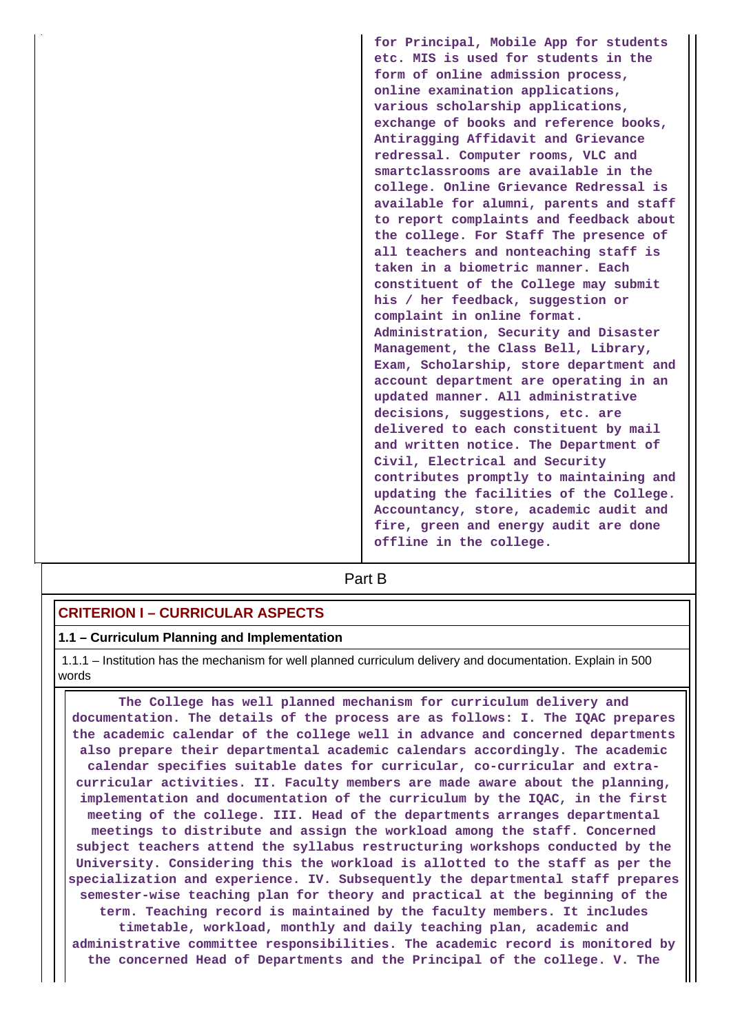| | for Principal, Mobile App for students etc. MIS is used for students in the form of online admission process, online examination applications, various scholarship applications, exchange of books and reference books, Antiragging Affidavit and Grievance redressal. Computer rooms, VLC and smartclassrooms are available in the college. Online Grievance Redressal is available for alumni, parents and staff to report complaints and feedback about the college. For Staff The presence of all teachers and nonteaching staff is taken in a biometric manner. Each constituent of the College may submit his / her feedback, suggestion or complaint in online format. Administration, Security and Disaster Management, the Class Bell, Library, Exam, Scholarship, store department and account department are operating in an updated manner. All administrative decisions, suggestions, etc. are delivered to each constituent by mail and written notice. The Department of Civil, Electrical and Security contributes promptly to maintaining and updating the facilities of the College. Accountancy, store, academic audit and fire, green and energy audit are done offline in the college. |
|---|---|

## Part B

### CRITERION I – CURRICULAR ASPECTS

#### 1.1 – Curriculum Planning and Implementation

1.1.1 – Institution has the mechanism for well planned curriculum delivery and documentation. Explain in 500 words

The College has well planned mechanism for curriculum delivery and documentation. The details of the process are as follows: I. The IQAC prepares the academic calendar of the college well in advance and concerned departments also prepare their departmental academic calendars accordingly. The academic calendar specifies suitable dates for curricular, co-curricular and extra-curricular activities. II. Faculty members are made aware about the planning, implementation and documentation of the curriculum by the IQAC, in the first meeting of the college. III. Head of the departments arranges departmental meetings to distribute and assign the workload among the staff. Concerned subject teachers attend the syllabus restructuring workshops conducted by the University. Considering this the workload is allotted to the staff as per the specialization and experience. IV. Subsequently the departmental staff prepares semester-wise teaching plan for theory and practical at the beginning of the term. Teaching record is maintained by the faculty members. It includes timetable, workload, monthly and daily teaching plan, academic and administrative committee responsibilities. The academic record is monitored by the concerned Head of Departments and the Principal of the college. V. The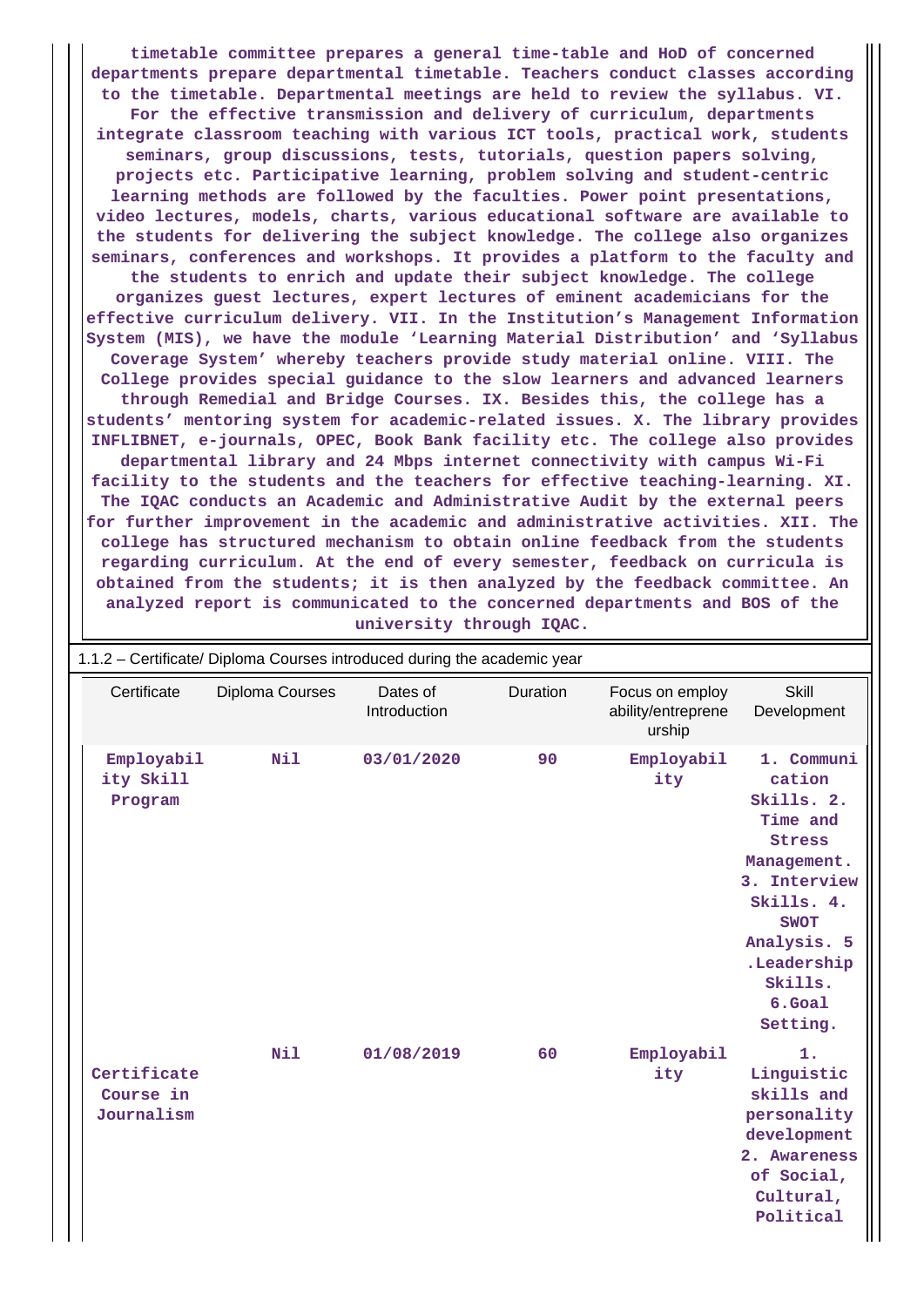timetable committee prepares a general time-table and HoD of concerned departments prepare departmental timetable. Teachers conduct classes according to the timetable. Departmental meetings are held to review the syllabus. VI. For the effective transmission and delivery of curriculum, departments integrate classroom teaching with various ICT tools, practical work, students seminars, group discussions, tests, tutorials, question papers solving, projects etc. Participative learning, problem solving and student-centric learning methods are followed by the faculties. Power point presentations, video lectures, models, charts, various educational software are available to the students for delivering the subject knowledge. The college also organizes seminars, conferences and workshops. It provides a platform to the faculty and the students to enrich and update their subject knowledge. The college organizes guest lectures, expert lectures of eminent academicians for the effective curriculum delivery. VII. In the Institution's Management Information System (MIS), we have the module 'Learning Material Distribution' and 'Syllabus Coverage System' whereby teachers provide study material online. VIII. The College provides special guidance to the slow learners and advanced learners through Remedial and Bridge Courses. IX. Besides this, the college has a students' mentoring system for academic-related issues. X. The library provides INFLIBNET, e-journals, OPEC, Book Bank facility etc. The college also provides departmental library and 24 Mbps internet connectivity with campus Wi-Fi facility to the students and the teachers for effective teaching-learning. XI. The IQAC conducts an Academic and Administrative Audit by the external peers for further improvement in the academic and administrative activities. XII. The college has structured mechanism to obtain online feedback from the students regarding curriculum. At the end of every semester, feedback on curricula is obtained from the students; it is then analyzed by the feedback committee. An analyzed report is communicated to the concerned departments and BOS of the university through IQAC.

1.1.2 – Certificate/ Diploma Courses introduced during the academic year

| Certificate | Diploma Courses | Dates of Introduction | Duration | Focus on employ ability/entreprene urship | Skill Development |
|---|---|---|---|---|---|
| Employability Skill Program | Nil | 03/01/2020 | 90 | Employability | 1. Communication Skills. 2. Time and Stress Management. 3. Interview Skills. 4. SWOT Analysis. 5 .Leadership Skills. 6.Goal Setting. |
| Certificate Course in Journalism | Nil | 01/08/2019 | 60 | Employability | 1. Linguistic skills and personality development 2. Awareness of Social, Cultural, Political |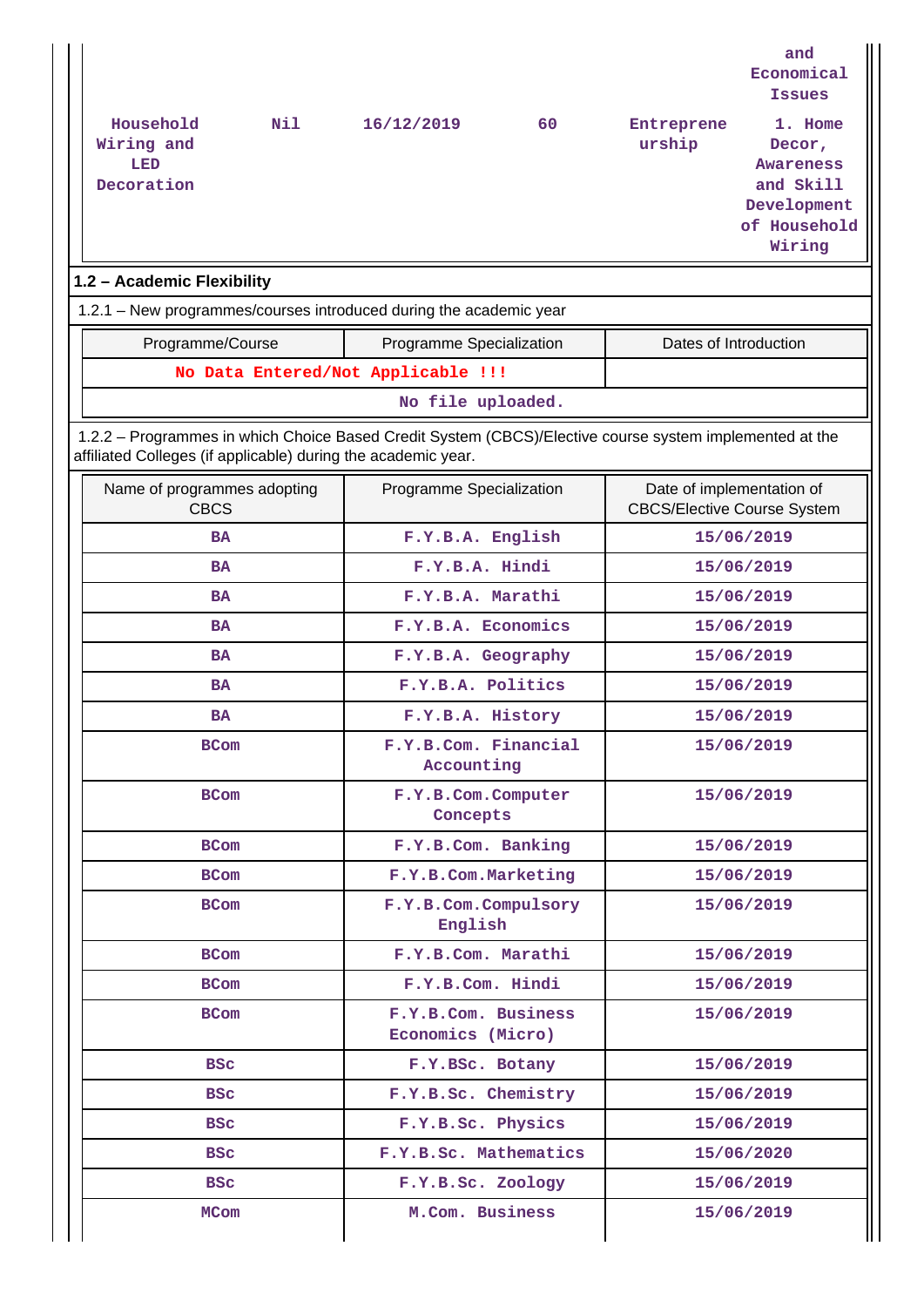| | | | | | and Economical Issues |
|---|---|---|---|---|---|
| Household Wiring and LED Decoration | Nil | 16/12/2019 | 60 | Entrepreneurship | 1. Home Decor, Awareness and Skill Development of Household Wiring |

**1.2 – Academic Flexibility**

1.2.1 – New programmes/courses introduced during the academic year

| Programme/Course | Programme Specialization | Dates of Introduction |
|---|---|---|
| No Data Entered/Not Applicable !!! | | |
| No file uploaded. | | |

1.2.2 – Programmes in which Choice Based Credit System (CBCS)/Elective course system implemented at the affiliated Colleges (if applicable) during the academic year.

| Name of programmes adopting CBCS | Programme Specialization | Date of implementation of CBCS/Elective Course System |
|---|---|---|
| BA | F.Y.B.A. English | 15/06/2019 |
| BA | F.Y.B.A. Hindi | 15/06/2019 |
| BA | F.Y.B.A. Marathi | 15/06/2019 |
| BA | F.Y.B.A. Economics | 15/06/2019 |
| BA | F.Y.B.A. Geography | 15/06/2019 |
| BA | F.Y.B.A. Politics | 15/06/2019 |
| BA | F.Y.B.A. History | 15/06/2019 |
| BCom | F.Y.B.Com. Financial Accounting | 15/06/2019 |
| BCom | F.Y.B.Com.Computer Concepts | 15/06/2019 |
| BCom | F.Y.B.Com. Banking | 15/06/2019 |
| BCom | F.Y.B.Com.Marketing | 15/06/2019 |
| BCom | F.Y.B.Com.Compulsory English | 15/06/2019 |
| BCom | F.Y.B.Com. Marathi | 15/06/2019 |
| BCom | F.Y.B.Com. Hindi | 15/06/2019 |
| BCom | F.Y.B.Com. Business Economics (Micro) | 15/06/2019 |
| BSc | F.Y.BSc. Botany | 15/06/2019 |
| BSc | F.Y.B.Sc. Chemistry | 15/06/2019 |
| BSc | F.Y.B.Sc. Physics | 15/06/2019 |
| BSc | F.Y.B.Sc. Mathematics | 15/06/2020 |
| BSc | F.Y.B.Sc. Zoology | 15/06/2019 |
| MCom | M.Com. Business | 15/06/2019 |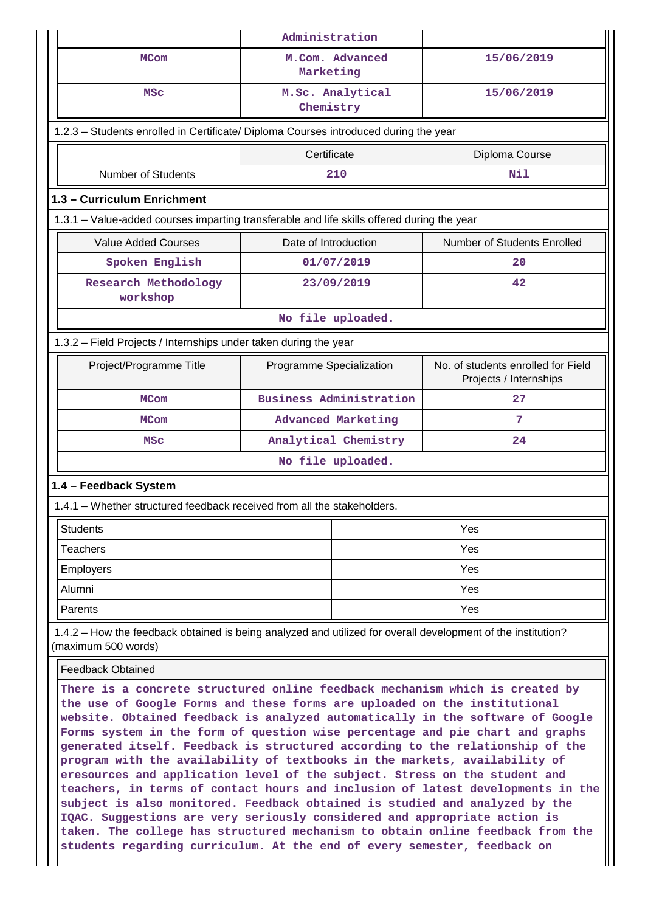| | Administration | |
|---|---|---|
| MCom | M.Com. Advanced Marketing | 15/06/2019 |
| MSc | M.Sc. Analytical Chemistry | 15/06/2019 |

1.2.3 – Students enrolled in Certificate/ Diploma Courses introduced during the year

| | Certificate | Diploma Course |
|---|---|---|
| Number of Students | 210 | Nil |

## 1.3 – Curriculum Enrichment

1.3.1 – Value-added courses imparting transferable and life skills offered during the year

| Value Added Courses | Date of Introduction | Number of Students Enrolled |
|---|---|---|
| Spoken English | 01/07/2019 | 20 |
| Research Methodology workshop | 23/09/2019 | 42 |

No file uploaded.

1.3.2 – Field Projects / Internships under taken during the year

| Project/Programme Title | Programme Specialization | No. of students enrolled for Field Projects / Internships |
|---|---|---|
| MCom | Business Administration | 27 |
| MCom | Advanced Marketing | 7 |
| MSc | Analytical Chemistry | 24 |

No file uploaded.

## 1.4 – Feedback System

1.4.1 – Whether structured feedback received from all the stakeholders.

| | |
|---|---|
| Students | Yes |
| Teachers | Yes |
| Employers | Yes |
| Alumni | Yes |
| Parents | Yes |

1.4.2 – How the feedback obtained is being analyzed and utilized for overall development of the institution? (maximum 500 words)

Feedback Obtained

There is a concrete structured online feedback mechanism which is created by the use of Google Forms and these forms are uploaded on the institutional website. Obtained feedback is analyzed automatically in the software of Google Forms system in the form of question wise percentage and pie chart and graphs generated itself. Feedback is structured according to the relationship of the program with the availability of textbooks in the markets, availability of eresources and application level of the subject. Stress on the student and teachers, in terms of contact hours and inclusion of latest developments in the subject is also monitored. Feedback obtained is studied and analyzed by the IQAC. Suggestions are very seriously considered and appropriate action is taken. The college has structured mechanism to obtain online feedback from the students regarding curriculum. At the end of every semester, feedback on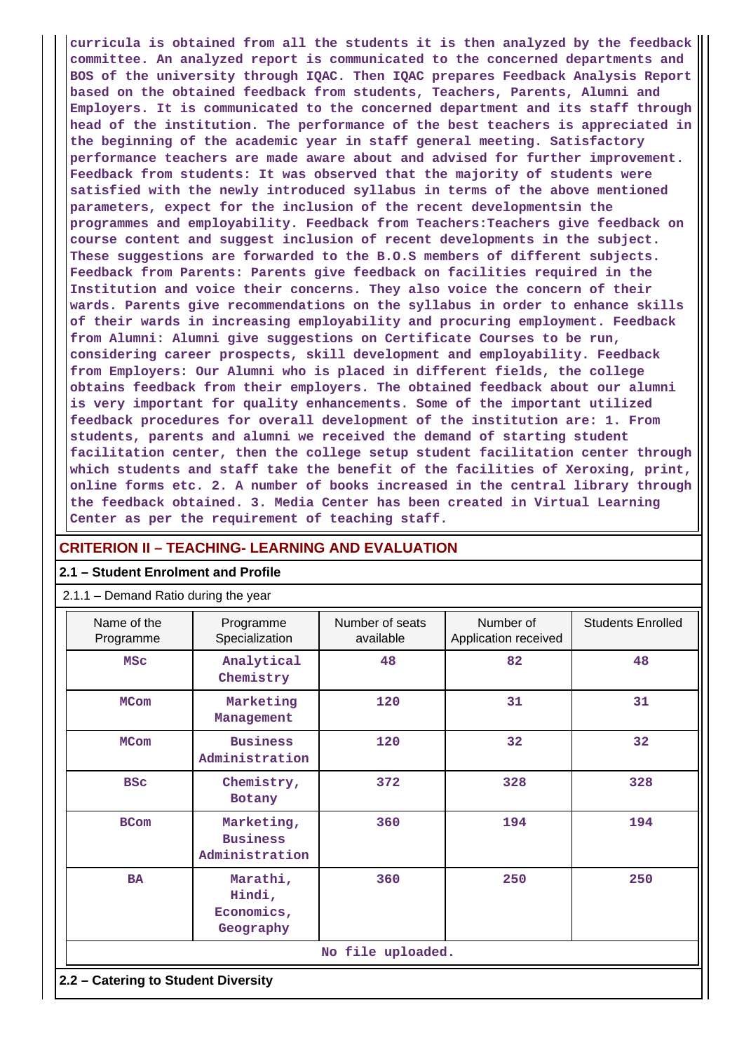**curricula is obtained from all the students it is then analyzed by the feedback committee. An analyzed report is communicated to the concerned departments and BOS of the university through IQAC. Then IQAC prepares Feedback Analysis Report based on the obtained feedback from students, Teachers, Parents, Alumni and Employers. It is communicated to the concerned department and its staff through head of the institution. The performance of the best teachers is appreciated in the beginning of the academic year in staff general meeting. Satisfactory performance teachers are made aware about and advised for further improvement. Feedback from students: It was observed that the majority of students were satisfied with the newly introduced syllabus in terms of the above mentioned parameters, expect for the inclusion of the recent developmentsin the programmes and employability. Feedback from Teachers:Teachers give feedback on course content and suggest inclusion of recent developments in the subject. These suggestions are forwarded to the B.O.S members of different subjects. Feedback from Parents: Parents give feedback on facilities required in the Institution and voice their concerns. They also voice the concern of their wards. Parents give recommendations on the syllabus in order to enhance skills of their wards in increasing employability and procuring employment. Feedback from Alumni: Alumni give suggestions on Certificate Courses to be run, considering career prospects, skill development and employability. Feedback from Employers: Our Alumni who is placed in different fields, the college obtains feedback from their employers. The obtained feedback about our alumni is very important for quality enhancements. Some of the important utilized feedback procedures for overall development of the institution are: 1. From students, parents and alumni we received the demand of starting student facilitation center, then the college setup student facilitation center through which students and staff take the benefit of the facilities of Xeroxing, print, online forms etc. 2. A number of books increased in the central library through the feedback obtained. 3. Media Center has been created in Virtual Learning Center as per the requirement of teaching staff.**

## CRITERION II – TEACHING- LEARNING AND EVALUATION

### 2.1 – Student Enrolment and Profile

2.1.1 – Demand Ratio during the year

| Name of the Programme | Programme Specialization | Number of seats available | Number of Application received | Students Enrolled |
|---|---|---|---|---|
| MSc | Analytical Chemistry | 48 | 82 | 48 |
| MCom | Marketing Management | 120 | 31 | 31 |
| MCom | Business Administration | 120 | 32 | 32 |
| BSc | Chemistry, Botany | 372 | 328 | 328 |
| BCom | Marketing, Business Administration | 360 | 194 | 194 |
| BA | Marathi, Hindi, Economics, Geography | 360 | 250 | 250 |

No file uploaded.

### 2.2 – Catering to Student Diversity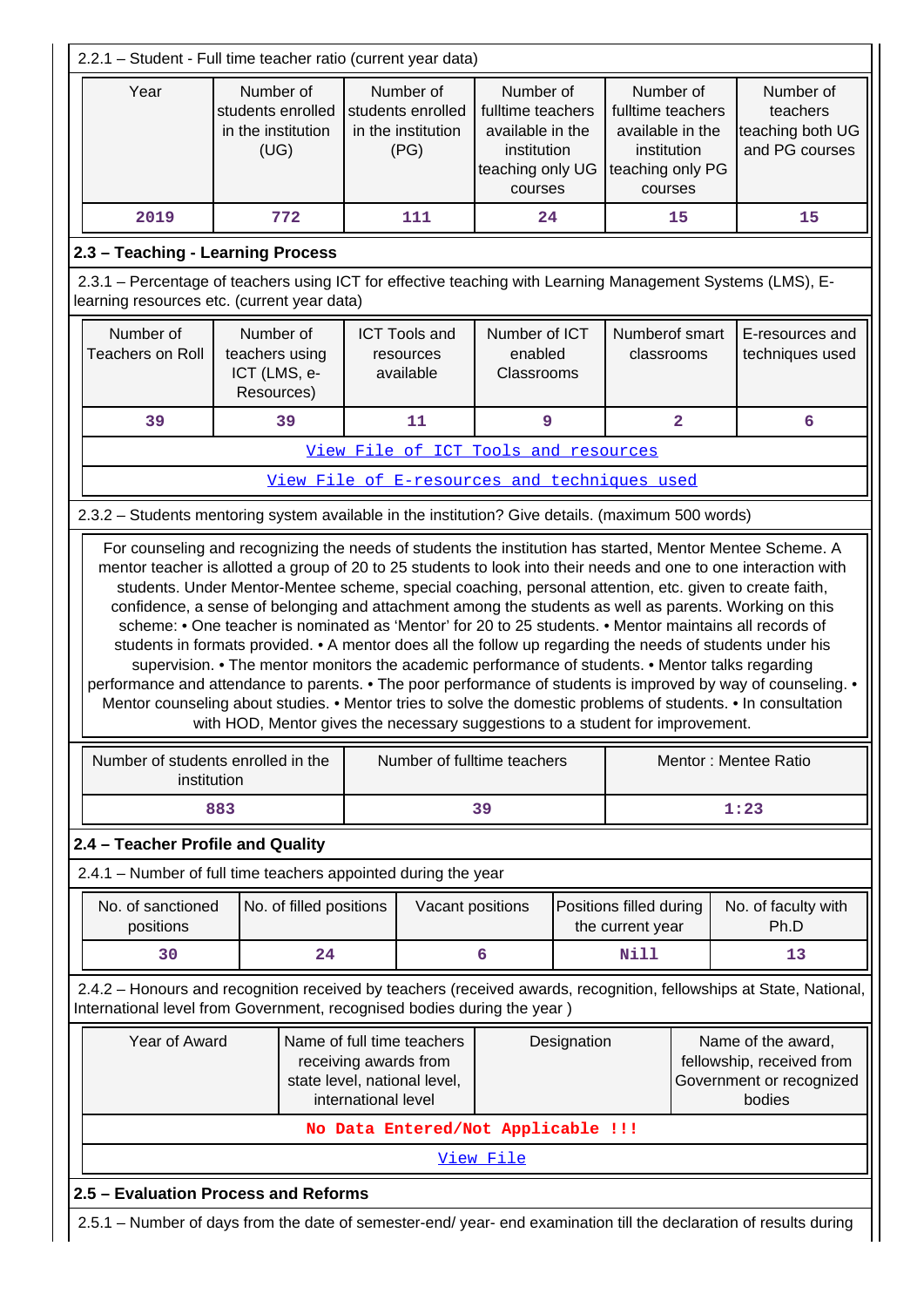2.2.1 – Student - Full time teacher ratio (current year data)

| Year | Number of students enrolled in the institution (UG) | Number of students enrolled in the institution (PG) | Number of fulltime teachers available in the institution teaching only UG courses | Number of fulltime teachers available in the institution teaching only PG courses | Number of teachers teaching both UG and PG courses |
|---|---|---|---|---|---|
| 2019 | 772 | 111 | 24 | 15 | 15 |

## 2.3 – Teaching - Learning Process

2.3.1 – Percentage of teachers using ICT for effective teaching with Learning Management Systems (LMS), E-learning resources etc. (current year data)

| Number of Teachers on Roll | Number of teachers using ICT (LMS, e-Resources) | ICT Tools and resources available | Number of ICT enabled Classrooms | Numberof smart classrooms | E-resources and techniques used |
|---|---|---|---|---|---|
| 39 | 39 | 11 | 9 | 2 | 6 |

View File of ICT Tools and resources

View File of E-resources and techniques used

2.3.2 – Students mentoring system available in the institution? Give details. (maximum 500 words)

For counseling and recognizing the needs of students the institution has started, Mentor Mentee Scheme. A mentor teacher is allotted a group of 20 to 25 students to look into their needs and one to one interaction with students. Under Mentor-Mentee scheme, special coaching, personal attention, etc. given to create faith, confidence, a sense of belonging and attachment among the students as well as parents. Working on this scheme: • One teacher is nominated as 'Mentor' for 20 to 25 students. • Mentor maintains all records of students in formats provided. • A mentor does all the follow up regarding the needs of students under his supervision. • The mentor monitors the academic performance of students. • Mentor talks regarding performance and attendance to parents. • The poor performance of students is improved by way of counseling. • Mentor counseling about studies. • Mentor tries to solve the domestic problems of students. • In consultation with HOD, Mentor gives the necessary suggestions to a student for improvement.

| Number of students enrolled in the institution | Number of fulltime teachers | Mentor : Mentee Ratio |
|---|---|---|
| 883 | 39 | 1:23 |

## 2.4 – Teacher Profile and Quality

2.4.1 – Number of full time teachers appointed during the year

| No. of sanctioned positions | No. of filled positions | Vacant positions | Positions filled during the current year | No. of faculty with Ph.D |
|---|---|---|---|---|
| 30 | 24 | 6 | Nill | 13 |

2.4.2 – Honours and recognition received by teachers (received awards, recognition, fellowships at State, National, International level from Government, recognised bodies during the year )

| Year of Award | Name of full time teachers receiving awards from state level, national level, international level | Designation | Name of the award, fellowship, received from Government or recognized bodies |
|---|---|---|---|
| No Data Entered/Not Applicable !!! | | | |

View File

## 2.5 – Evaluation Process and Reforms

2.5.1 – Number of days from the date of semester-end/ year- end examination till the declaration of results during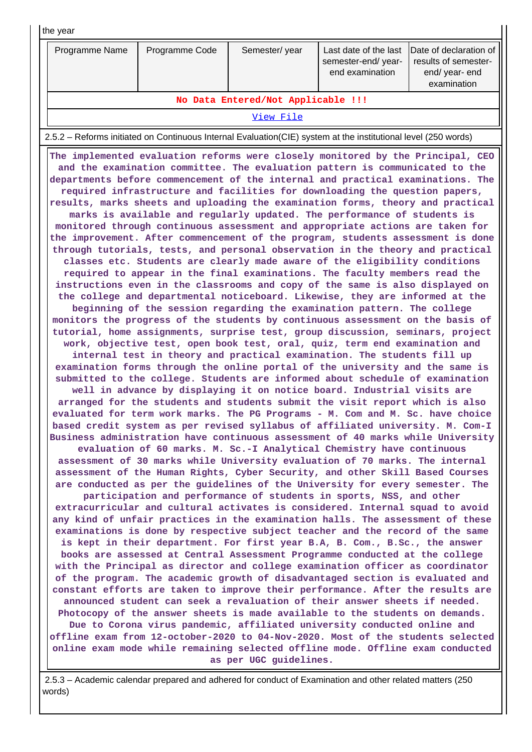the year

| Programme Name | Programme Code | Semester/ year | Last date of the last semester-end/ year-end examination | Date of declaration of results of semester-end/ year- end examination |
|---|---|---|---|---|
| No Data Entered/Not Applicable !!! | | | | |
| View File | | | | |

2.5.2 – Reforms initiated on Continuous Internal Evaluation(CIE) system at the institutional level (250 words)

The implemented evaluation reforms were closely monitored by the Principal, CEO and the examination committee. The evaluation pattern is communicated to the departments before commencement of the internal and practical examinations. The required infrastructure and facilities for downloading the question papers, results, marks sheets and uploading the examination forms, theory and practical marks is available and regularly updated. The performance of students is monitored through continuous assessment and appropriate actions are taken for the improvement. After commencement of the program, students assessment is done through tutorials, tests, and personal observation in the theory and practical classes etc. Students are clearly made aware of the eligibility conditions required to appear in the final examinations. The faculty members read the instructions even in the classrooms and copy of the same is also displayed on the college and departmental noticeboard. Likewise, they are informed at the beginning of the session regarding the examination pattern. The college monitors the progress of the students by continuous assessment on the basis of tutorial, home assignments, surprise test, group discussion, seminars, project work, objective test, open book test, oral, quiz, term end examination and internal test in theory and practical examination. The students fill up examination forms through the online portal of the university and the same is submitted to the college. Students are informed about schedule of examination well in advance by displaying it on notice board. Industrial visits are arranged for the students and students submit the visit report which is also evaluated for term work marks. The PG Programs - M. Com and M. Sc. have choice based credit system as per revised syllabus of affiliated university. M. Com-I Business administration have continuous assessment of 40 marks while University evaluation of 60 marks. M. Sc.-I Analytical Chemistry have continuous assessment of 30 marks while University evaluation of 70 marks. The internal assessment of the Human Rights, Cyber Security, and other Skill Based Courses are conducted as per the guidelines of the University for every semester. The participation and performance of students in sports, NSS, and other extracurricular and cultural activates is considered. Internal squad to avoid any kind of unfair practices in the examination halls. The assessment of these examinations is done by respective subject teacher and the record of the same is kept in their department. For first year B.A, B. Com., B.Sc., the answer books are assessed at Central Assessment Programme conducted at the college with the Principal as director and college examination officer as coordinator of the program. The academic growth of disadvantaged section is evaluated and constant efforts are taken to improve their performance. After the results are announced student can seek a revaluation of their answer sheets if needed. Photocopy of the answer sheets is made available to the students on demands. Due to Corona virus pandemic, affiliated university conducted online and offline exam from 12-october-2020 to 04-Nov-2020. Most of the students selected online exam mode while remaining selected offline mode. Offline exam conducted as per UGC guidelines.

2.5.3 – Academic calendar prepared and adhered for conduct of Examination and other related matters (250 words)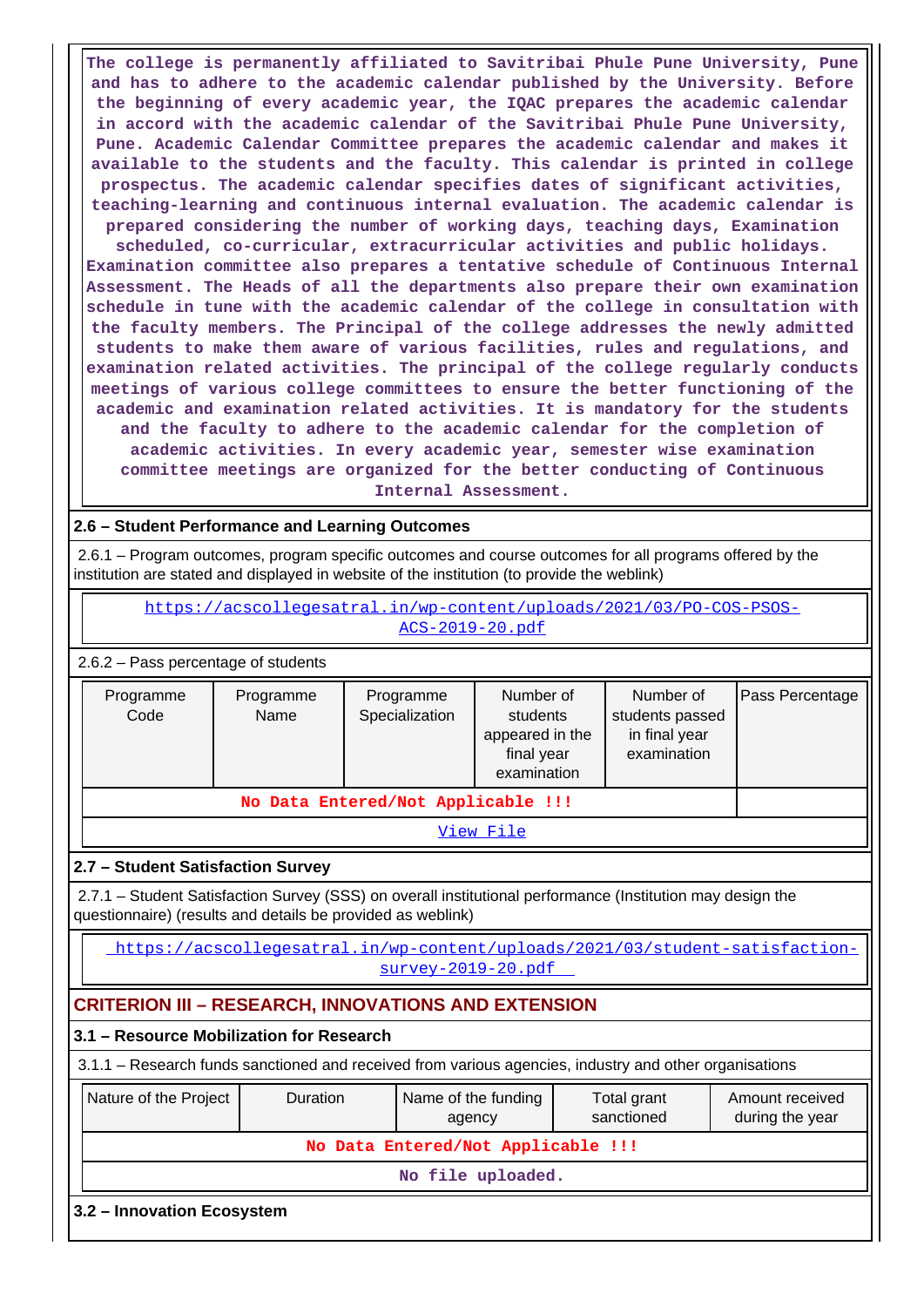The college is permanently affiliated to Savitribai Phule Pune University, Pune and has to adhere to the academic calendar published by the University. Before the beginning of every academic year, the IQAC prepares the academic calendar in accord with the academic calendar of the Savitribai Phule Pune University, Pune. Academic Calendar Committee prepares the academic calendar and makes it available to the students and the faculty. This calendar is printed in college prospectus. The academic calendar specifies dates of significant activities, teaching-learning and continuous internal evaluation. The academic calendar is prepared considering the number of working days, teaching days, Examination scheduled, co-curricular, extracurricular activities and public holidays. Examination committee also prepares a tentative schedule of Continuous Internal Assessment. The Heads of all the departments also prepare their own examination schedule in tune with the academic calendar of the college in consultation with the faculty members. The Principal of the college addresses the newly admitted students to make them aware of various facilities, rules and regulations, and examination related activities. The principal of the college regularly conducts meetings of various college committees to ensure the better functioning of the academic and examination related activities. It is mandatory for the students and the faculty to adhere to the academic calendar for the completion of academic activities. In every academic year, semester wise examination committee meetings are organized for the better conducting of Continuous Internal Assessment.

## 2.6 – Student Performance and Learning Outcomes

2.6.1 – Program outcomes, program specific outcomes and course outcomes for all programs offered by the institution are stated and displayed in website of the institution (to provide the weblink)

https://acscollegesatral.in/wp-content/uploads/2021/03/PO-COS-PSOS-ACS-2019-20.pdf

2.6.2 – Pass percentage of students

| Programme Code | Programme Name | Programme Specialization | Number of students appeared in the final year examination | Number of students passed in final year examination | Pass Percentage |
|---|---|---|---|---|---|
| No Data Entered/Not Applicable !!! | | | | | |

View File

## 2.7 – Student Satisfaction Survey

2.7.1 – Student Satisfaction Survey (SSS) on overall institutional performance (Institution may design the questionnaire) (results and details be provided as weblink)

https://acscollegesatral.in/wp-content/uploads/2021/03/student-satisfaction-survey-2019-20.pdf

# CRITERION III – RESEARCH, INNOVATIONS AND EXTENSION

## 3.1 – Resource Mobilization for Research

3.1.1 – Research funds sanctioned and received from various agencies, industry and other organisations

| Nature of the Project | Duration | Name of the funding agency | Total grant sanctioned | Amount received during the year |
|---|---|---|---|---|
| No Data Entered/Not Applicable !!! | | | | |

No file uploaded.

## 3.2 – Innovation Ecosystem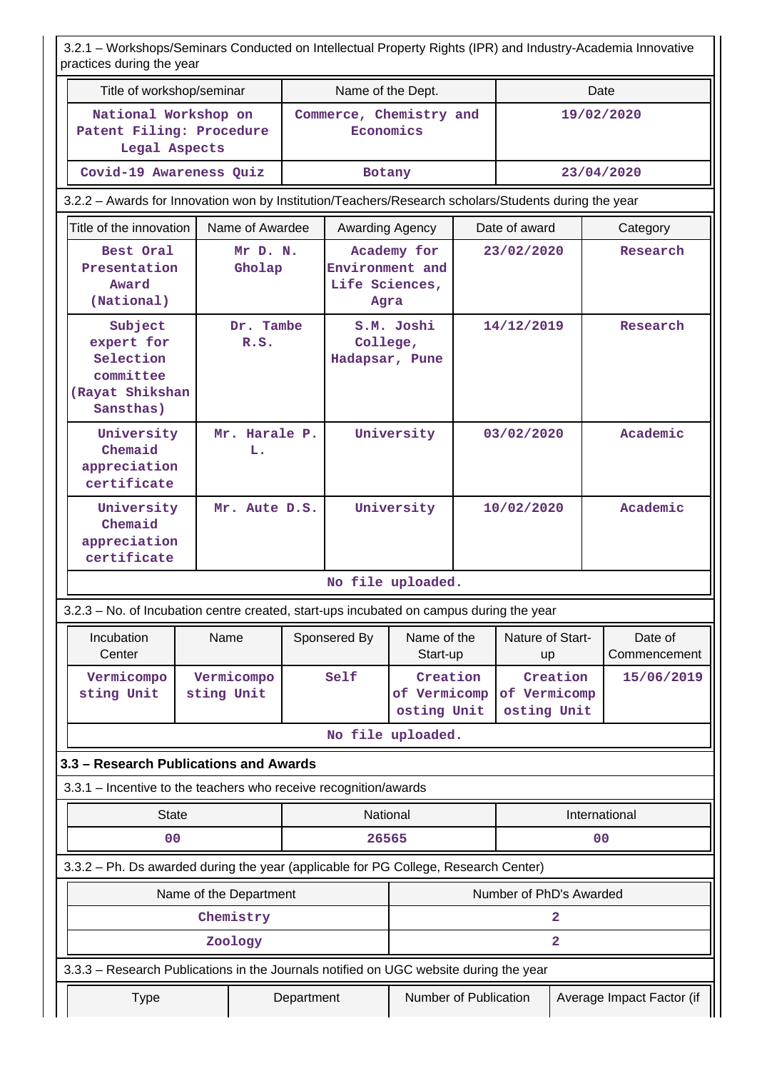3.2.1 – Workshops/Seminars Conducted on Intellectual Property Rights (IPR) and Industry-Academia Innovative practices during the year

| Title of workshop/seminar | Name of the Dept. | Date |
|---|---|---|
| National Workshop on Patent Filing: Procedure Legal Aspects | Commerce, Chemistry and Economics | 19/02/2020 |
| Covid-19 Awareness Quiz | Botany | 23/04/2020 |

3.2.2 – Awards for Innovation won by Institution/Teachers/Research scholars/Students during the year

| Title of the innovation | Name of Awardee | Awarding Agency | Date of award | Category |
|---|---|---|---|---|
| Best Oral Presentation Award (National) | Mr D. N. Gholap | Academy for Environment and Life Sciences, Agra | 23/02/2020 | Research |
| Subject expert for Selection committee (Rayat Shikshan Sansthas) | Dr. Tambe R.S. | S.M. Joshi College, Hadapsar, Pune | 14/12/2019 | Research |
| University Chemaid appreciation certificate | Mr. Harale P. L. | University | 03/02/2020 | Academic |
| University Chemaid appreciation certificate | Mr. Aute D.S. | University | 10/02/2020 | Academic |

No file uploaded.

3.2.3 – No. of Incubation centre created, start-ups incubated on campus during the year

| Incubation Center | Name | Sponsered By | Name of the Start-up | Nature of Start-up | Date of Commencement |
|---|---|---|---|---|---|
| Vermicomposting Unit | Vermicomposting Unit | Self | Creation of Vermicomposting Unit | Creation of Vermicomposting Unit | 15/06/2019 |

No file uploaded.

## 3.3 – Research Publications and Awards

3.3.1 – Incentive to the teachers who receive recognition/awards

| State | National | International |
|---|---|---|
| 00 | 26565 | 00 |

3.3.2 – Ph. Ds awarded during the year (applicable for PG College, Research Center)

| Name of the Department | Number of PhD's Awarded |
|---|---|
| Chemistry | 2 |
| Zoology | 2 |

3.3.3 – Research Publications in the Journals notified on UGC website during the year

| Type | Department | Number of Publication | Average Impact Factor (if |
|---|---|---|---|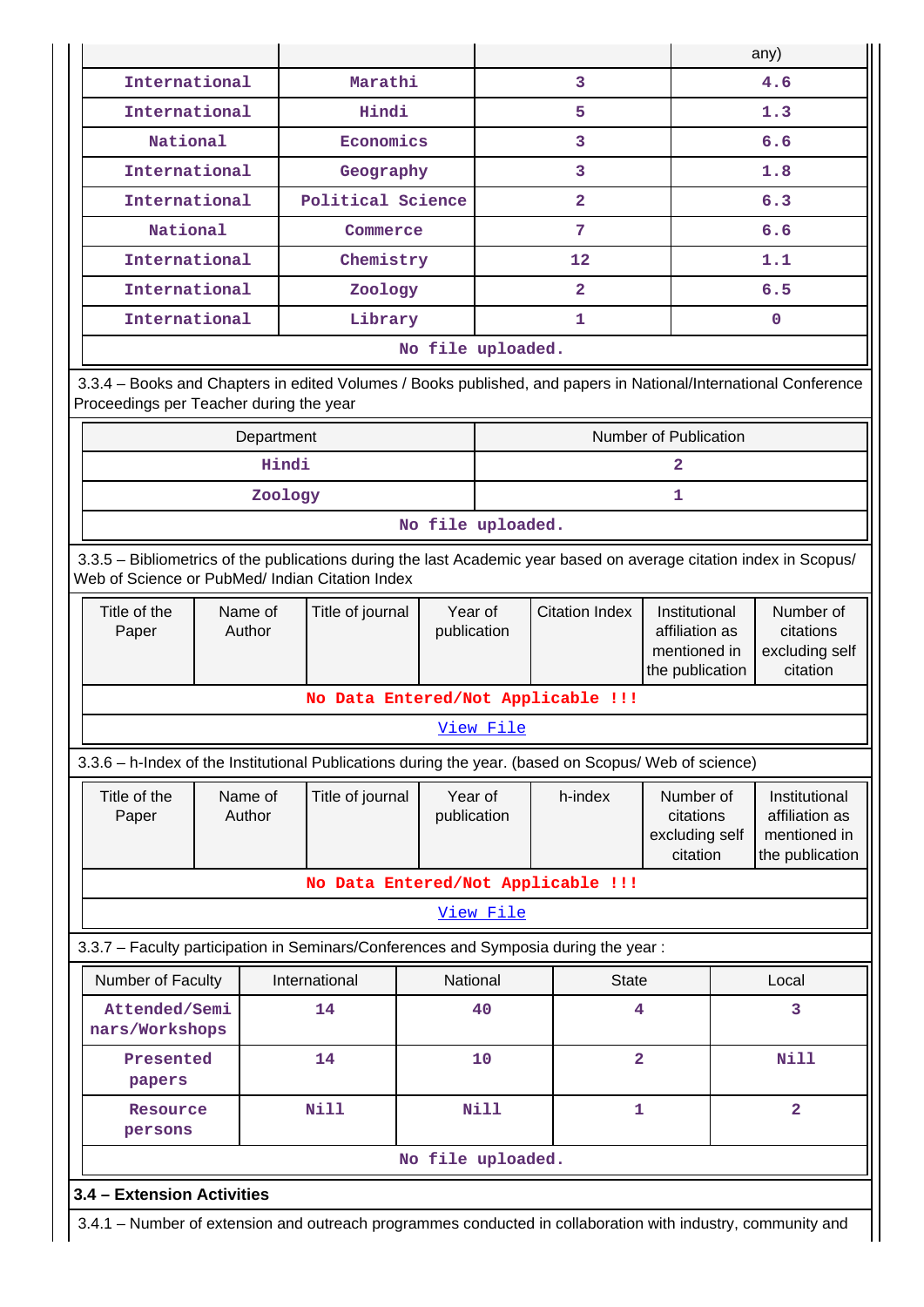| | | | any) |
|---|---|---|---|
| International | Marathi | 3 | 4.6 |
| International | Hindi | 5 | 1.3 |
| National | Economics | 3 | 6.6 |
| International | Geography | 3 | 1.8 |
| International | Political Science | 2 | 6.3 |
| National | Commerce | 7 | 6.6 |
| International | Chemistry | 12 | 1.1 |
| International | Zoology | 2 | 6.5 |
| International | Library | 1 | 0 |
| No file uploaded. | | | |

3.3.4 – Books and Chapters in edited Volumes / Books published, and papers in National/International Conference Proceedings per Teacher during the year

| Department | Number of Publication |
|---|---|
| Hindi | 2 |
| Zoology | 1 |
| No file uploaded. | |

3.3.5 – Bibliometrics of the publications during the last Academic year based on average citation index in Scopus/ Web of Science or PubMed/ Indian Citation Index

| Title of the Paper | Name of Author | Title of journal | Year of publication | Citation Index | Institutional affiliation as mentioned in the publication | Number of citations excluding self citation |
|---|---|---|---|---|---|---|
| No Data Entered/Not Applicable !!! | | | | | | |
| View File | | | | | | |

3.3.6 – h-Index of the Institutional Publications during the year. (based on Scopus/ Web of science)

| Title of the Paper | Name of Author | Title of journal | Year of publication | h-index | Number of citations excluding self citation | Institutional affiliation as mentioned in the publication |
|---|---|---|---|---|---|---|
| No Data Entered/Not Applicable !!! | | | | | | |
| View File | | | | | | |

3.3.7 – Faculty participation in Seminars/Conferences and Symposia during the year :

| Number of Faculty | International | National | State | Local |
|---|---|---|---|---|
| Attended/Seminars/Workshops | 14 | 40 | 4 | 3 |
| Presented papers | 14 | 10 | 2 | Nill |
| Resource persons | Nill | Nill | 1 | 2 |
| No file uploaded. | | | | |

**3.4 – Extension Activities**

3.4.1 – Number of extension and outreach programmes conducted in collaboration with industry, community and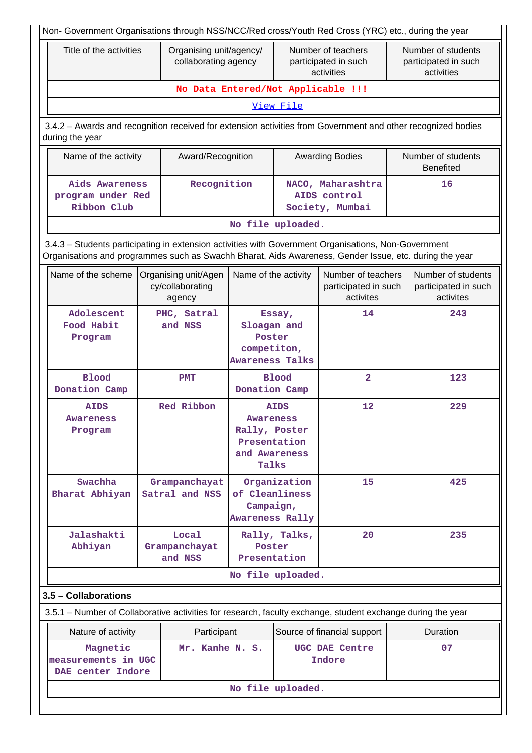Non- Government Organisations through NSS/NCC/Red cross/Youth Red Cross (YRC) etc., during the year

| Title of the activities | Organising unit/agency/ collaborating agency | Number of teachers participated in such activities | Number of students participated in such activities |
|---|---|---|---|
| No Data Entered/Not Applicable !!! | | | |
| View File | | | |

3.4.2 – Awards and recognition received for extension activities from Government and other recognized bodies during the year

| Name of the activity | Award/Recognition | Awarding Bodies | Number of students Benefited |
|---|---|---|---|
| Aids Awareness program under Red Ribbon Club | Recognition | NACO, Maharashtra AIDS control Society, Mumbai | 16 |
| No file uploaded. | | | |

3.4.3 – Students participating in extension activities with Government Organisations, Non-Government Organisations and programmes such as Swachh Bharat, Aids Awareness, Gender Issue, etc. during the year

| Name of the scheme | Organising unit/Agency/collaborating agency | Name of the activity | Number of teachers participated in such activites | Number of students participated in such activites |
|---|---|---|---|---|
| Adolescent Food Habit Program | PHC, Satral and NSS | Essay, Sloagan and Poster competiton, Awareness Talks | 14 | 243 |
| Blood Donation Camp | PMT | Blood Donation Camp | 2 | 123 |
| AIDS Awareness Program | Red Ribbon | AIDS Awareness Rally, Poster Presentation and Awareness Talks | 12 | 229 |
| Swachha Bharat Abhiyan | Grampanchayat Satral and NSS | Organization of Cleanliness Campaign, Awareness Rally | 15 | 425 |
| Jalashakti Abhiyan | Local Grampanchayat and NSS | Rally, Talks, Poster Presentation | 20 | 235 |
| No file uploaded. | | | | |

**3.5 – Collaborations**

3.5.1 – Number of Collaborative activities for research, faculty exchange, student exchange during the year

| Nature of activity | Participant | Source of financial support | Duration |
|---|---|---|---|
| Magnetic measurements in UGC DAE center Indore | Mr. Kanhe N. S. | UGC DAE Centre Indore | 07 |
| No file uploaded. | | | |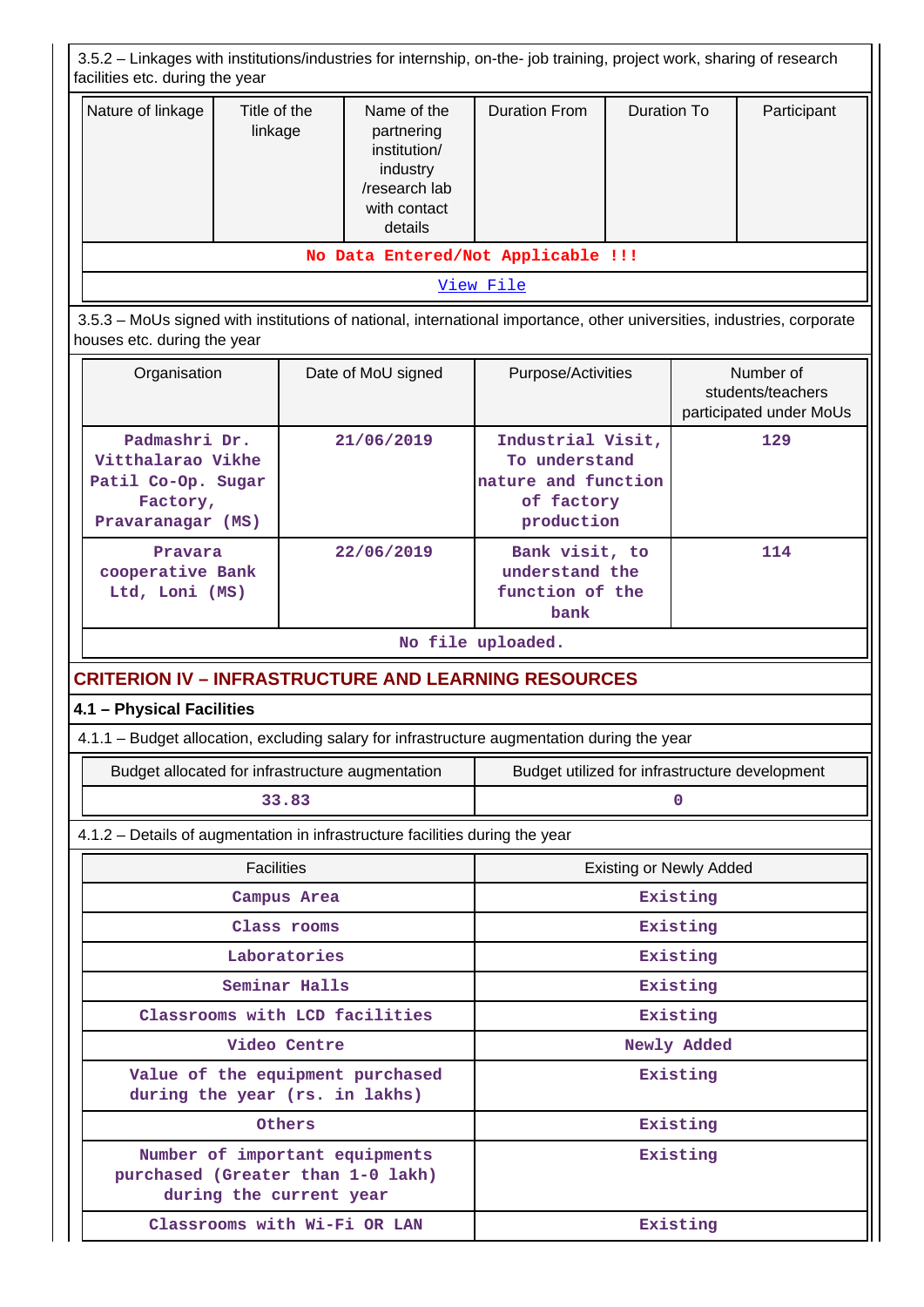3.5.2 – Linkages with institutions/industries for internship, on-the- job training, project work, sharing of research facilities etc. during the year

| Nature of linkage | Title of the linkage | Name of the partnering institution/ industry /research lab with contact details | Duration From | Duration To | Participant |
|---|---|---|---|---|---|
| No Data Entered/Not Applicable !!! | | | | | |
| View File | | | | | |

3.5.3 – MoUs signed with institutions of national, international importance, other universities, industries, corporate houses etc. during the year

| Organisation | Date of MoU signed | Purpose/Activities | Number of students/teachers participated under MoUs |
|---|---|---|---|
| Padmashri Dr. Vitthalarao Vikhe Patil Co-Op. Sugar Factory, Pravaranagar (MS) | 21/06/2019 | Industrial Visit, To understand nature and function of factory production | 129 |
| Pravara cooperative Bank Ltd, Loni (MS) | 22/06/2019 | Bank visit, to understand the function of the bank | 114 |
| No file uploaded. | | | |

## CRITERION IV – INFRASTRUCTURE AND LEARNING RESOURCES

### 4.1 – Physical Facilities

4.1.1 – Budget allocation, excluding salary for infrastructure augmentation during the year

| Budget allocated for infrastructure augmentation | Budget utilized for infrastructure development |
|---|---|
| 33.83 | 0 |

4.1.2 – Details of augmentation in infrastructure facilities during the year

| Facilities | Existing or Newly Added |
|---|---|
| Campus Area | Existing |
| Class rooms | Existing |
| Laboratories | Existing |
| Seminar Halls | Existing |
| Classrooms with LCD facilities | Existing |
| Video Centre | Newly Added |
| Value of the equipment purchased during the year (rs. in lakhs) | Existing |
| Others | Existing |
| Number of important equipments purchased (Greater than 1-0 lakh) during the current year | Existing |
| Classrooms with Wi-Fi OR LAN | Existing |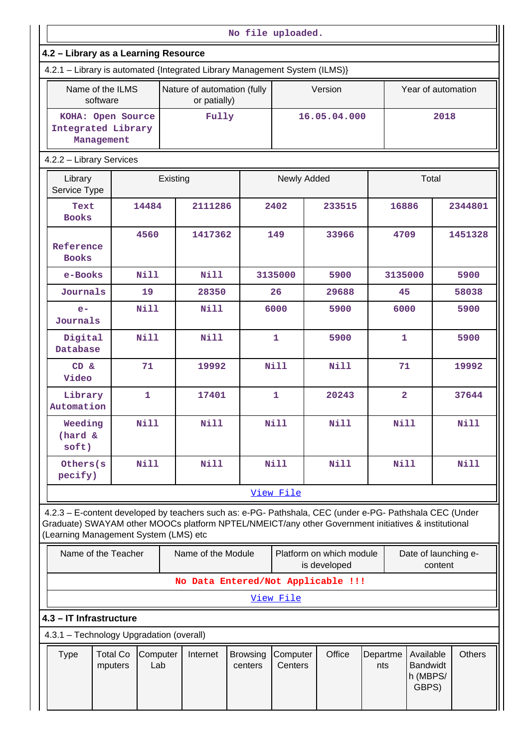No file uploaded.

## 4.2 – Library as a Learning Resource

4.2.1 – Library is automated {Integrated Library Management System (ILMS)}

| Name of the ILMS software | Nature of automation (fully or patially) | Version | Year of automation |
|---|---|---|---|
| KOHA: Open Source Integrated Library Management | Fully | 16.05.04.000 | 2018 |

4.2.2 – Library Services

| Library Service Type | Existing | | Newly Added | | Total | |
|---|---|---|---|---|---|---|
| Text Books | 14484 | 2111286 | 2402 | 233515 | 16886 | 2344801 |
| Reference Books | 4560 | 1417362 | 149 | 33966 | 4709 | 1451328 |
| e-Books | Nill | Nill | 3135000 | 5900 | 3135000 | 5900 |
| Journals | 19 | 28350 | 26 | 29688 | 45 | 58038 |
| e-Journals | Nill | Nill | 6000 | 5900 | 6000 | 5900 |
| Digital Database | Nill | Nill | 1 | 5900 | 1 | 5900 |
| CD & Video | 71 | 19992 | Nill | Nill | 71 | 19992 |
| Library Automation | 1 | 17401 | 1 | 20243 | 2 | 37644 |
| Weeding (hard & soft) | Nill | Nill | Nill | Nill | Nill | Nill |
| Others(specify) | Nill | Nill | Nill | Nill | Nill | Nill |

View File

4.2.3 – E-content developed by teachers such as: e-PG- Pathshala, CEC (under e-PG- Pathshala CEC (Under Graduate) SWAYAM other MOOCs platform NPTEL/NMEICT/any other Government initiatives & institutional (Learning Management System (LMS) etc

| Name of the Teacher | Name of the Module | Platform on which module is developed | Date of launching e-content |
|---|---|---|---|
| No Data Entered/Not Applicable !!! | | | |

View File

## 4.3 – IT Infrastructure

4.3.1 – Technology Upgradation (overall)

| Type | Total Computers | Computer Lab | Internet | Browsing centers | Computer Centers | Office | Departments | Available Bandwidth (MBPS/ GBPS) | Others |
|---|---|---|---|---|---|---|---|---|---|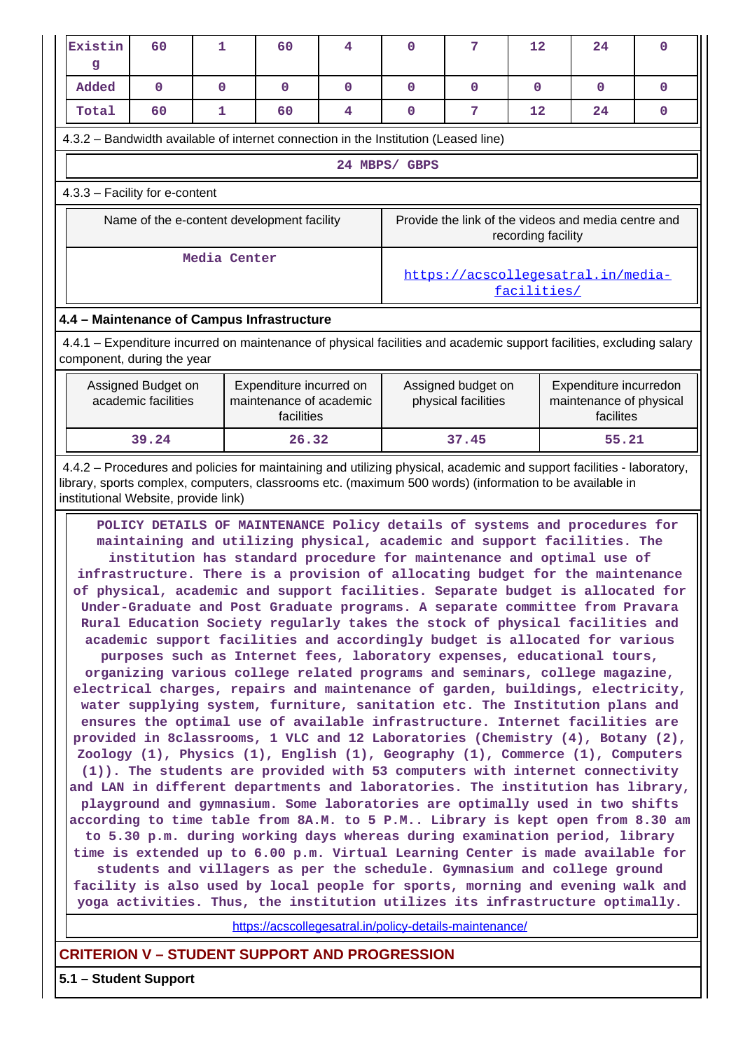| Existing | 60 | 1 | 60 | 4 | 0 | 7 | 12 | 24 | 0 |
|---|---|---|---|---|---|---|---|---|---|
| Added | 0 | 0 | 0 | 0 | 0 | 0 | 0 | 0 | 0 |
| Total | 60 | 1 | 60 | 4 | 0 | 7 | 12 | 24 | 0 |

4.3.2 – Bandwidth available of internet connection in the Institution (Leased line)

24 MBPS/ GBPS

4.3.3 – Facility for e-content

| Name of the e-content development facility | Provide the link of the videos and media centre and recording facility |
|---|---|
| Media Center | https://acscollegesatral.in/media-facilities/ |

**4.4 – Maintenance of Campus Infrastructure**

4.4.1 – Expenditure incurred on maintenance of physical facilities and academic support facilities, excluding salary component, during the year

| Assigned Budget on academic facilities | Expenditure incurred on maintenance of academic facilities | Assigned budget on physical facilities | Expenditure incurredon maintenance of physical facilites |
|---|---|---|---|
| 39.24 | 26.32 | 37.45 | 55.21 |

4.4.2 – Procedures and policies for maintaining and utilizing physical, academic and support facilities - laboratory, library, sports complex, computers, classrooms etc. (maximum 500 words) (information to be available in institutional Website, provide link)

POLICY DETAILS OF MAINTENANCE Policy details of systems and procedures for maintaining and utilizing physical, academic and support facilities. The institution has standard procedure for maintenance and optimal use of infrastructure. There is a provision of allocating budget for the maintenance of physical, academic and support facilities. Separate budget is allocated for Under-Graduate and Post Graduate programs. A separate committee from Pravara Rural Education Society regularly takes the stock of physical facilities and academic support facilities and accordingly budget is allocated for various purposes such as Internet fees, laboratory expenses, educational tours, organizing various college related programs and seminars, college magazine, electrical charges, repairs and maintenance of garden, buildings, electricity, water supplying system, furniture, sanitation etc. The Institution plans and ensures the optimal use of available infrastructure. Internet facilities are provided in 8classrooms, 1 VLC and 12 Laboratories (Chemistry (4), Botany (2), Zoology (1), Physics (1), English (1), Geography (1), Commerce (1), Computers (1)). The students are provided with 53 computers with internet connectivity and LAN in different departments and laboratories. The institution has library, playground and gymnasium. Some laboratories are optimally used in two shifts according to time table from 8A.M. to 5 P.M.. Library is kept open from 8.30 am to 5.30 p.m. during working days whereas during examination period, library time is extended up to 6.00 p.m. Virtual Learning Center is made available for students and villagers as per the schedule. Gymnasium and college ground facility is also used by local people for sports, morning and evening walk and yoga activities. Thus, the institution utilizes its infrastructure optimally.

https://acscollegesatral.in/policy-details-maintenance/

## CRITERION V – STUDENT SUPPORT AND PROGRESSION

**5.1 – Student Support**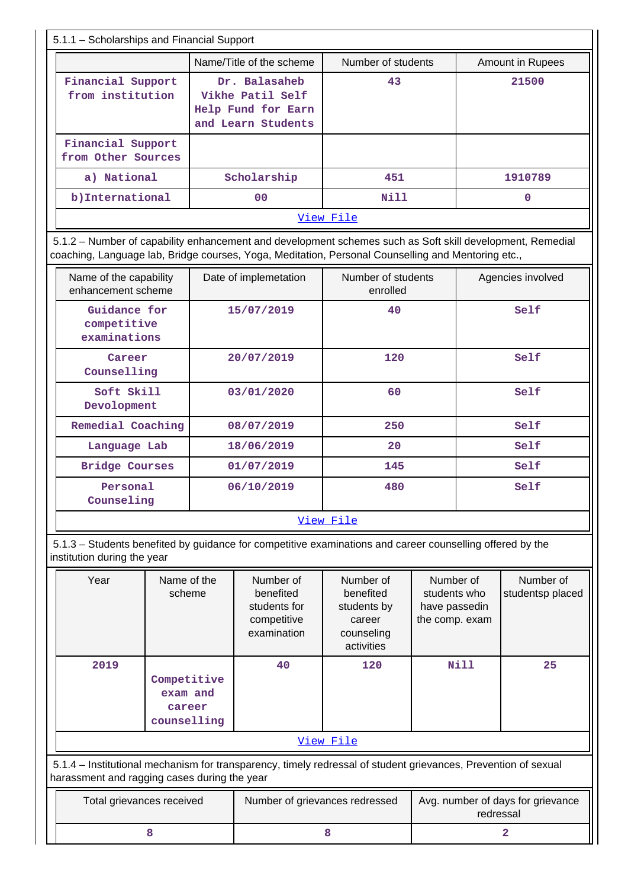5.1.1 – Scholarships and Financial Support

| | Name/Title of the scheme | Number of students | Amount in Rupees |
|---|---|---|---|
| Financial Support from institution | Dr. Balasaheb Vikhe Patil Self Help Fund for Earn and Learn Students | 43 | 21500 |
| Financial Support from Other Sources | | | |
| a) National | Scholarship | 451 | 1910789 |
| b)International | 00 | Nill | 0 |

View File

5.1.2 – Number of capability enhancement and development schemes such as Soft skill development, Remedial coaching, Language lab, Bridge courses, Yoga, Meditation, Personal Counselling and Mentoring etc.,

| Name of the capability enhancement scheme | Date of implemetation | Number of students enrolled | Agencies involved |
|---|---|---|---|
| Guidance for competitive examinations | 15/07/2019 | 40 | Self |
| Career Counselling | 20/07/2019 | 120 | Self |
| Soft Skill Devolopment | 03/01/2020 | 60 | Self |
| Remedial Coaching | 08/07/2019 | 250 | Self |
| Language Lab | 18/06/2019 | 20 | Self |
| Bridge Courses | 01/07/2019 | 145 | Self |
| Personal Counseling | 06/10/2019 | 480 | Self |

View File

5.1.3 – Students benefited by guidance for competitive examinations and career counselling offered by the institution during the year

| Year | Name of the scheme | Number of benefited students for competitive examination | Number of benefited students by career counseling activities | Number of students who have passedin the comp. exam | Number of studentsp placed |
|---|---|---|---|---|---|
| 2019 | Competitive exam and career counselling | 40 | 120 | Nill | 25 |

View File

5.1.4 – Institutional mechanism for transparency, timely redressal of student grievances, Prevention of sexual harassment and ragging cases during the year

| Total grievances received | Number of grievances redressed | Avg. number of days for grievance redressal |
|---|---|---|
| 8 | 8 | 2 |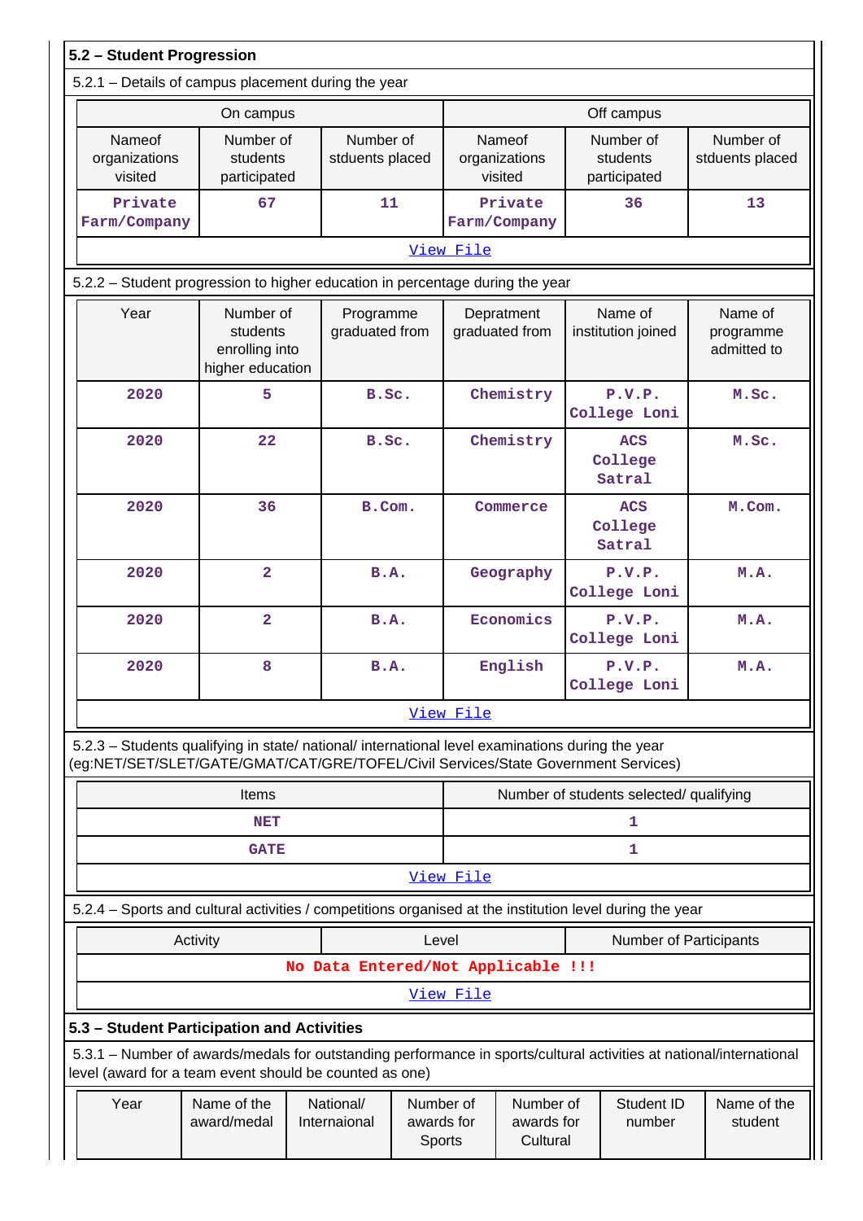## 5.2 – Student Progression

5.2.1 – Details of campus placement during the year

| On campus | | | Off campus | | |
|---|---|---|---|---|---|
| Nameof organizations visited | Number of students participated | Number of stduents placed | Nameof organizations visited | Number of students participated | Number of stduents placed |
| Private Farm/Company | 67 | 11 | Private Farm/Company | 36 | 13 |

View File

5.2.2 – Student progression to higher education in percentage during the year

| Year | Number of students enrolling into higher education | Programme graduated from | Depratment graduated from | Name of institution joined | Name of programme admitted to |
|---|---|---|---|---|---|
| 2020 | 5 | B.Sc. | Chemistry | P.V.P. College Loni | M.Sc. |
| 2020 | 22 | B.Sc. | Chemistry | ACS College Satral | M.Sc. |
| 2020 | 36 | B.Com. | Commerce | ACS College Satral | M.Com. |
| 2020 | 2 | B.A. | Geography | P.V.P. College Loni | M.A. |
| 2020 | 2 | B.A. | Economics | P.V.P. College Loni | M.A. |
| 2020 | 8 | B.A. | English | P.V.P. College Loni | M.A. |

View File

5.2.3 – Students qualifying in state/ national/ international level examinations during the year (eg:NET/SET/SLET/GATE/GMAT/CAT/GRE/TOFEL/Civil Services/State Government Services)

| Items | Number of students selected/ qualifying |
|---|---|
| NET | 1 |
| GATE | 1 |

View File

5.2.4 – Sports and cultural activities / competitions organised at the institution level during the year

| Activity | Level | Number of Participants |
|---|---|---|
| No Data Entered/Not Applicable !!! | | |

View File

## 5.3 – Student Participation and Activities

5.3.1 – Number of awards/medals for outstanding performance in sports/cultural activities at national/international level (award for a team event should be counted as one)

| Year | Name of the award/medal | National/ Internaional | Number of awards for Sports | Number of awards for Cultural | Student ID number | Name of the student |
|---|---|---|---|---|---|---|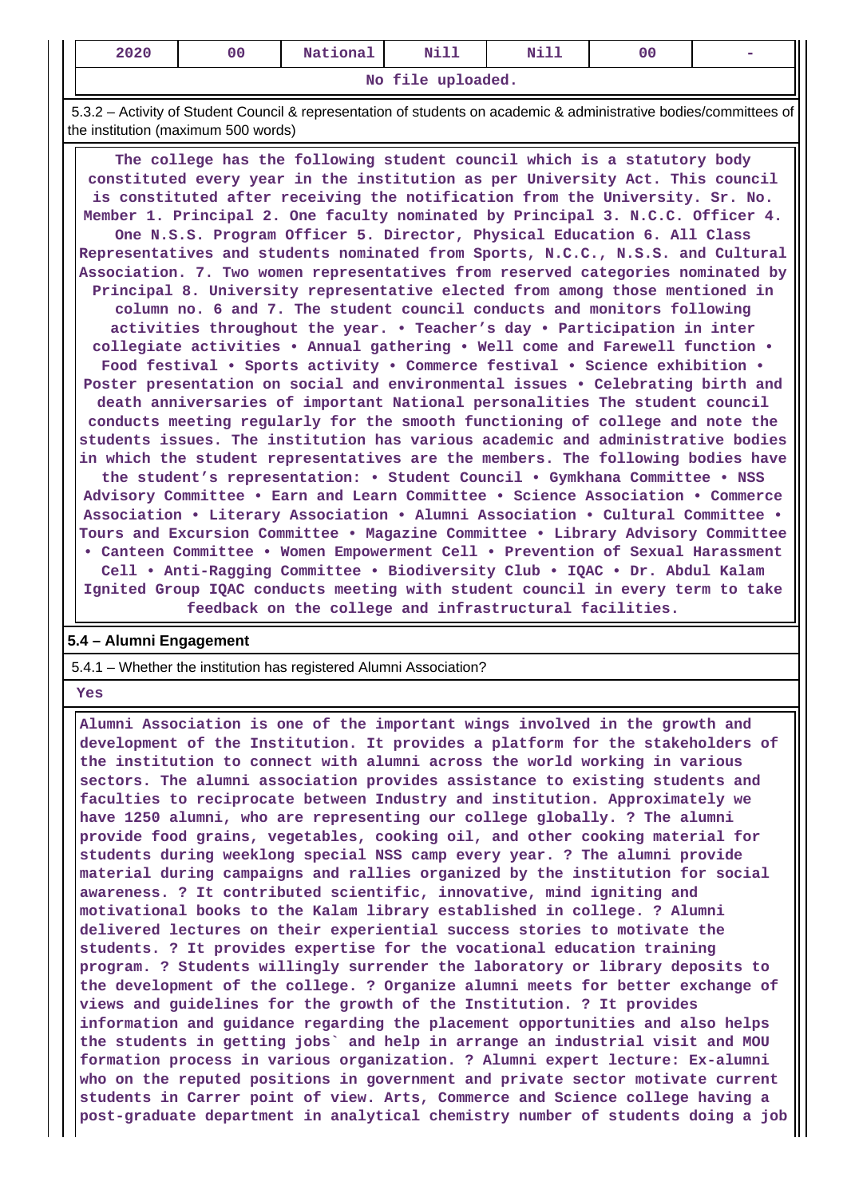| 2020 | 00 | National | Nill | Nill | 00 | - |
|---|---|---|---|---|---|---|

No file uploaded.

5.3.2 – Activity of Student Council & representation of students on academic & administrative bodies/committees of the institution (maximum 500 words)

The college has the following student council which is a statutory body constituted every year in the institution as per University Act. This council is constituted after receiving the notification from the University. Sr. No. Member 1. Principal 2. One faculty nominated by Principal 3. N.C.C. Officer 4. One N.S.S. Program Officer 5. Director, Physical Education 6. All Class Representatives and students nominated from Sports, N.C.C., N.S.S. and Cultural Association. 7. Two women representatives from reserved categories nominated by Principal 8. University representative elected from among those mentioned in column no. 6 and 7. The student council conducts and monitors following activities throughout the year. • Teacher's day • Participation in inter collegiate activities • Annual gathering • Well come and Farewell function • Food festival • Sports activity • Commerce festival • Science exhibition • Poster presentation on social and environmental issues • Celebrating birth and death anniversaries of important National personalities The student council conducts meeting regularly for the smooth functioning of college and note the students issues. The institution has various academic and administrative bodies in which the student representatives are the members. The following bodies have the student's representation: • Student Council • Gymkhana Committee • NSS Advisory Committee • Earn and Learn Committee • Science Association • Commerce Association • Literary Association • Alumni Association • Cultural Committee • Tours and Excursion Committee • Magazine Committee • Library Advisory Committee • Canteen Committee • Women Empowerment Cell • Prevention of Sexual Harassment Cell • Anti-Ragging Committee • Biodiversity Club • IQAC • Dr. Abdul Kalam Ignited Group IQAC conducts meeting with student council in every term to take feedback on the college and infrastructural facilities.

**5.4 – Alumni Engagement**

5.4.1 – Whether the institution has registered Alumni Association?

Yes

Alumni Association is one of the important wings involved in the growth and development of the Institution. It provides a platform for the stakeholders of the institution to connect with alumni across the world working in various sectors. The alumni association provides assistance to existing students and faculties to reciprocate between Industry and institution. Approximately we have 1250 alumni, who are representing our college globally. ? The alumni provide food grains, vegetables, cooking oil, and other cooking material for students during weeklong special NSS camp every year. ? The alumni provide material during campaigns and rallies organized by the institution for social awareness. ? It contributed scientific, innovative, mind igniting and motivational books to the Kalam library established in college. ? Alumni delivered lectures on their experiential success stories to motivate the students. ? It provides expertise for the vocational education training program. ? Students willingly surrender the laboratory or library deposits to the development of the college. ? Organize alumni meets for better exchange of views and guidelines for the growth of the Institution. ? It provides information and guidance regarding the placement opportunities and also helps the students in getting jobs` and help in arrange an industrial visit and MOU formation process in various organization. ? Alumni expert lecture: Ex-alumni who on the reputed positions in government and private sector motivate current students in Carrer point of view. Arts, Commerce and Science college having a post-graduate department in analytical chemistry number of students doing a job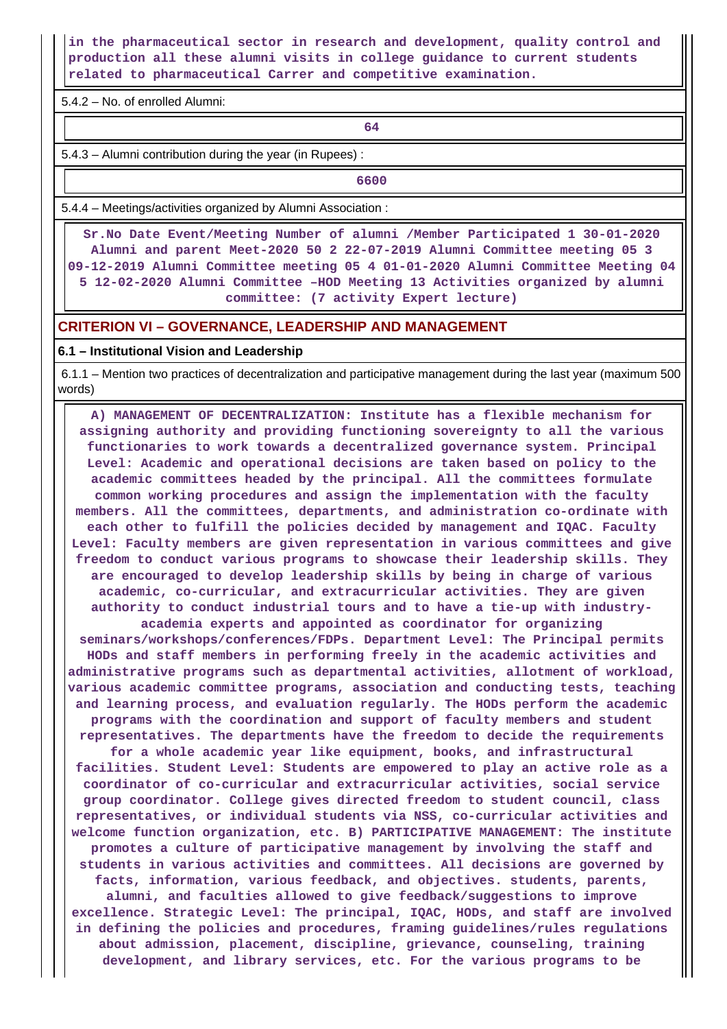in the pharmaceutical sector in research and development, quality control and production all these alumni visits in college guidance to current students related to pharmaceutical Carrer and competitive examination.

5.4.2 – No. of enrolled Alumni:

**64**

5.4.3 – Alumni contribution during the year (in Rupees) :

**6600**

5.4.4 – Meetings/activities organized by Alumni Association :

Sr.No Date Event/Meeting Number of alumni /Member Participated 1 30-01-2020 Alumni and parent Meet-2020 50 2 22-07-2019 Alumni Committee meeting 05 3 09-12-2019 Alumni Committee meeting 05 4 01-01-2020 Alumni Committee Meeting 04 5 12-02-2020 Alumni Committee –HOD Meeting 13 Activities organized by alumni committee: (7 activity Expert lecture)

## CRITERION VI – GOVERNANCE, LEADERSHIP AND MANAGEMENT

### 6.1 – Institutional Vision and Leadership

6.1.1 – Mention two practices of decentralization and participative management during the last year (maximum 500 words)

A) MANAGEMENT OF DECENTRALIZATION: Institute has a flexible mechanism for assigning authority and providing functioning sovereignty to all the various functionaries to work towards a decentralized governance system. Principal Level: Academic and operational decisions are taken based on policy to the academic committees headed by the principal. All the committees formulate common working procedures and assign the implementation with the faculty members. All the committees, departments, and administration co-ordinate with each other to fulfill the policies decided by management and IQAC. Faculty Level: Faculty members are given representation in various committees and give freedom to conduct various programs to showcase their leadership skills. They are encouraged to develop leadership skills by being in charge of various academic, co-curricular, and extracurricular activities. They are given authority to conduct industrial tours and to have a tie-up with industry-academia experts and appointed as coordinator for organizing seminars/workshops/conferences/FDPs. Department Level: The Principal permits HODs and staff members in performing freely in the academic activities and administrative programs such as departmental activities, allotment of workload, various academic committee programs, association and conducting tests, teaching and learning process, and evaluation regularly. The HODs perform the academic programs with the coordination and support of faculty members and student representatives. The departments have the freedom to decide the requirements for a whole academic year like equipment, books, and infrastructural facilities. Student Level: Students are empowered to play an active role as a coordinator of co-curricular and extracurricular activities, social service group coordinator. College gives directed freedom to student council, class representatives, or individual students via NSS, co-curricular activities and welcome function organization, etc. B) PARTICIPATIVE MANAGEMENT: The institute promotes a culture of participative management by involving the staff and students in various activities and committees. All decisions are governed by facts, information, various feedback, and objectives. students, parents, alumni, and faculties allowed to give feedback/suggestions to improve excellence. Strategic Level: The principal, IQAC, HODs, and staff are involved in defining the policies and procedures, framing guidelines/rules regulations about admission, placement, discipline, grievance, counseling, training development, and library services, etc. For the various programs to be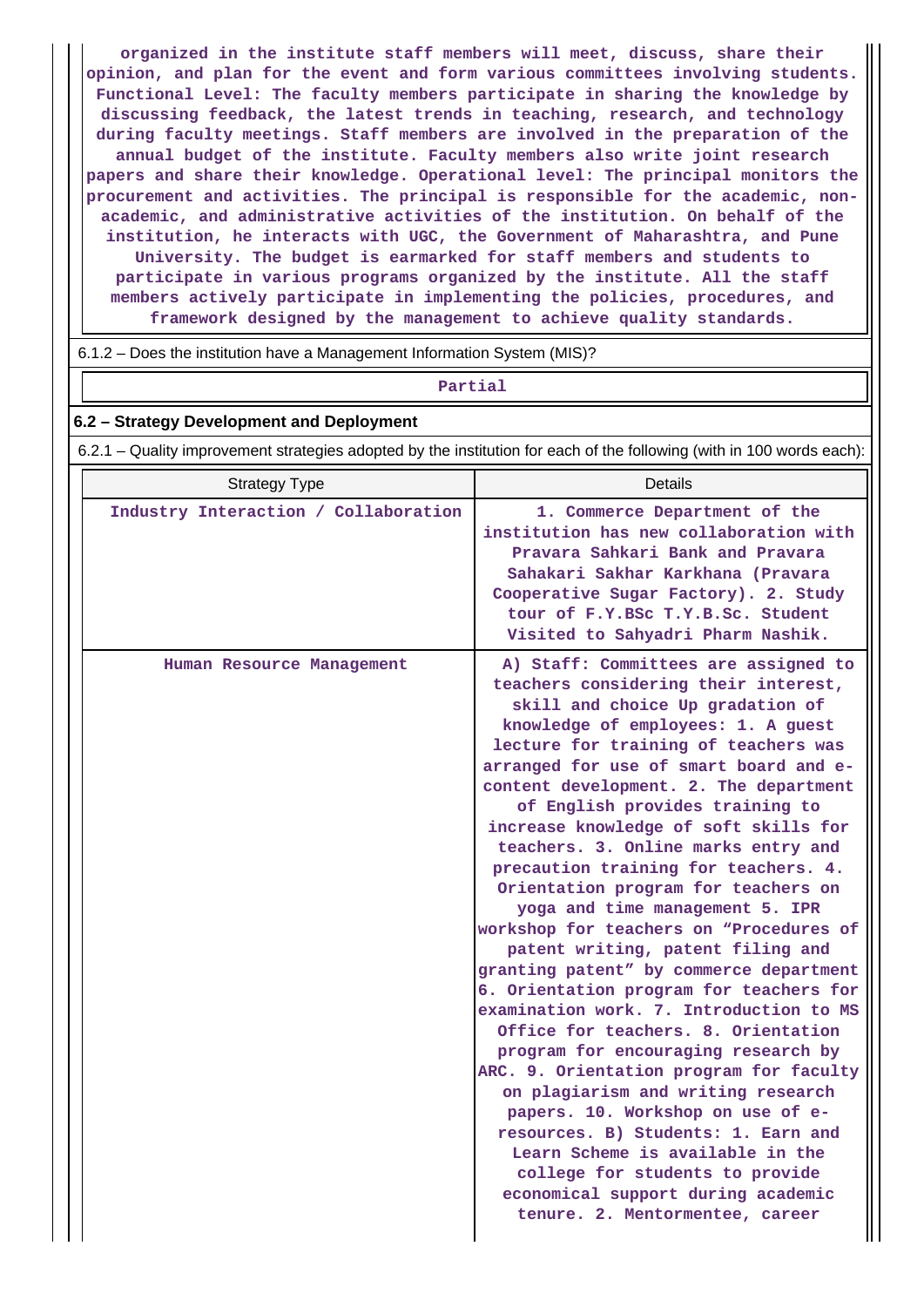organized in the institute staff members will meet, discuss, share their opinion, and plan for the event and form various committees involving students. Functional Level: The faculty members participate in sharing the knowledge by discussing feedback, the latest trends in teaching, research, and technology during faculty meetings. Staff members are involved in the preparation of the annual budget of the institute. Faculty members also write joint research papers and share their knowledge. Operational level: The principal monitors the procurement and activities. The principal is responsible for the academic, non-academic, and administrative activities of the institution. On behalf of the institution, he interacts with UGC, the Government of Maharashtra, and Pune University. The budget is earmarked for staff members and students to participate in various programs organized by the institute. All the staff members actively participate in implementing the policies, procedures, and framework designed by the management to achieve quality standards.

6.1.2 – Does the institution have a Management Information System (MIS)?

Partial

### 6.2 – Strategy Development and Deployment

6.2.1 – Quality improvement strategies adopted by the institution for each of the following (with in 100 words each):

| Strategy Type | Details |
|---|---|
| Industry Interaction / Collaboration | 1. Commerce Department of the institution has new collaboration with Pravara Sahkari Bank and Pravara Sahakari Sakhar Karkhana (Pravara Cooperative Sugar Factory). 2. Study tour of F.Y.BSc T.Y.B.Sc. Student Visited to Sahyadri Pharm Nashik. |
| Human Resource Management | A) Staff: Committees are assigned to teachers considering their interest, skill and choice Up gradation of knowledge of employees: 1. A guest lecture for training of teachers was arranged for use of smart board and e-content development. 2. The department of English provides training to increase knowledge of soft skills for teachers. 3. Online marks entry and precaution training for teachers. 4. Orientation program for teachers on yoga and time management 5. IPR workshop for teachers on “Procedures of patent writing, patent filing and granting patent” by commerce department 6. Orientation program for teachers for examination work. 7. Introduction to MS Office for teachers. 8. Orientation program for encouraging research by ARC. 9. Orientation program for faculty on plagiarism and writing research papers. 10. Workshop on use of e-resources. B) Students: 1. Earn and Learn Scheme is available in the college for students to provide economical support during academic tenure. 2. Mentormentee, career |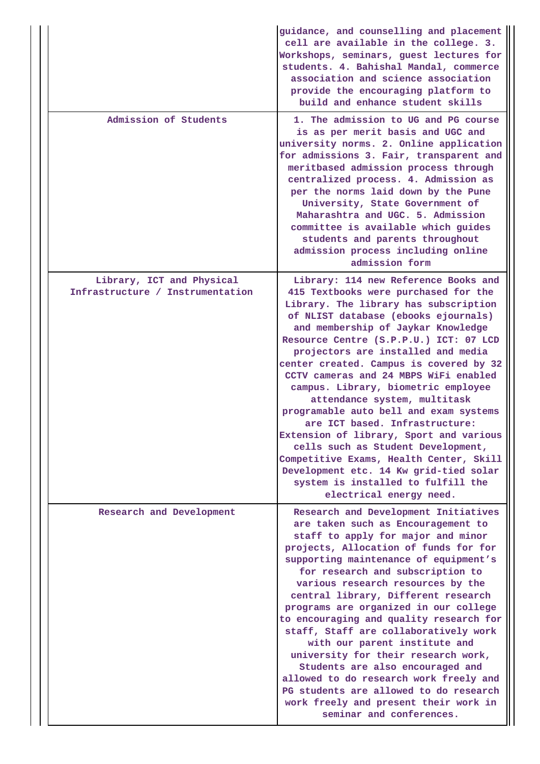| | |
|---|---|
| | guidance, and counselling and placement cell are available in the college. 3. Workshops, seminars, guest lectures for students. 4. Bahishal Mandal, commerce association and science association provide the encouraging platform to build and enhance student skills |
| Admission of Students | 1. The admission to UG and PG course is as per merit basis and UGC and university norms. 2. Online application for admissions 3. Fair, transparent and meritbased admission process through centralized process. 4. Admission as per the norms laid down by the Pune University, State Government of Maharashtra and UGC. 5. Admission committee is available which guides students and parents throughout admission process including online admission form |
| Library, ICT and Physical Infrastructure / Instrumentation | Library: 114 new Reference Books and 415 Textbooks were purchased for the Library. The library has subscription of NLIST database (ebooks ejournals) and membership of Jaykar Knowledge Resource Centre (S.P.P.U.) ICT: 07 LCD projectors are installed and media center created. Campus is covered by 32 CCTV cameras and 24 MBPS WiFi enabled campus. Library, biometric employee attendance system, multitask programable auto bell and exam systems are ICT based. Infrastructure: Extension of library, Sport and various cells such as Student Development, Competitive Exams, Health Center, Skill Development etc. 14 Kw grid-tied solar system is installed to fulfill the electrical energy need. |
| Research and Development | Research and Development Initiatives are taken such as Encouragement to staff to apply for major and minor projects, Allocation of funds for for supporting maintenance of equipment's for research and subscription to various research resources by the central library, Different research programs are organized in our college to encouraging and quality research for staff, Staff are collaboratively work with our parent institute and university for their research work, Students are also encouraged and allowed to do research work freely and PG students are allowed to do research work freely and present their work in seminar and conferences. |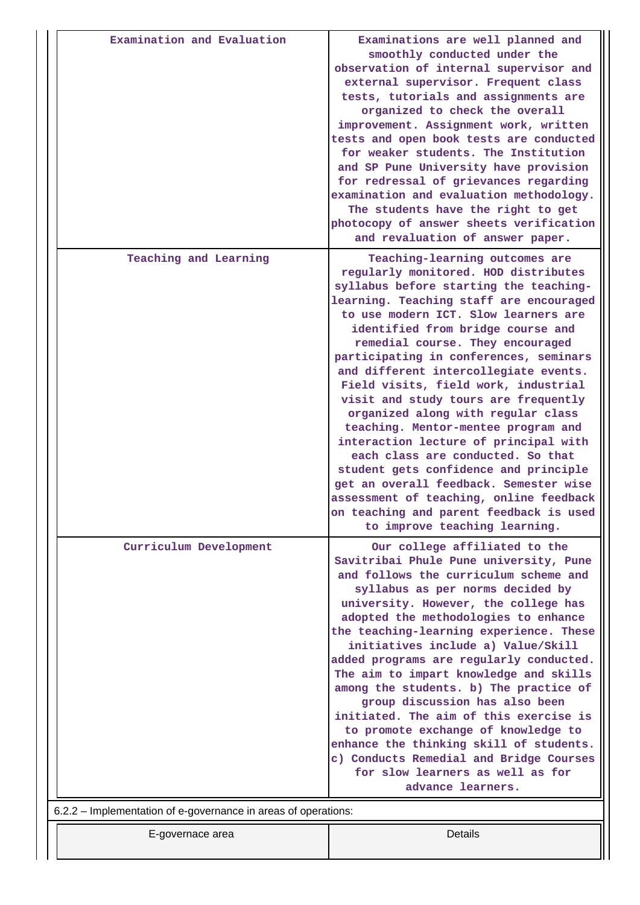| | |
|---|---|
| Examination and Evaluation | Examinations are well planned and smoothly conducted under the observation of internal supervisor and external supervisor. Frequent class tests, tutorials and assignments are organized to check the overall improvement. Assignment work, written tests and open book tests are conducted for weaker students. The Institution and SP Pune University have provision for redressal of grievances regarding examination and evaluation methodology. The students have the right to get photocopy of answer sheets verification and revaluation of answer paper. |
| Teaching and Learning | Teaching-learning outcomes are regularly monitored. HOD distributes syllabus before starting the teaching-learning. Teaching staff are encouraged to use modern ICT. Slow learners are identified from bridge course and remedial course. They encouraged participating in conferences, seminars and different intercollegiate events. Field visits, field work, industrial visit and study tours are frequently organized along with regular class teaching. Mentor-mentee program and interaction lecture of principal with each class are conducted. So that student gets confidence and principle get an overall feedback. Semester wise assessment of teaching, online feedback on teaching and parent feedback is used to improve teaching learning. |
| Curriculum Development | Our college affiliated to the Savitribai Phule Pune university, Pune and follows the curriculum scheme and syllabus as per norms decided by university. However, the college has adopted the methodologies to enhance the teaching-learning experience. These initiatives include a) Value/Skill added programs are regularly conducted. The aim to impart knowledge and skills among the students. b) The practice of group discussion has also been initiated. The aim of this exercise is to promote exchange of knowledge to enhance the thinking skill of students. c) Conducts Remedial and Bridge Courses for slow learners as well as for advance learners. |

6.2.2 – Implementation of e-governance in areas of operations:

| E-governace area | Details |
|---|---|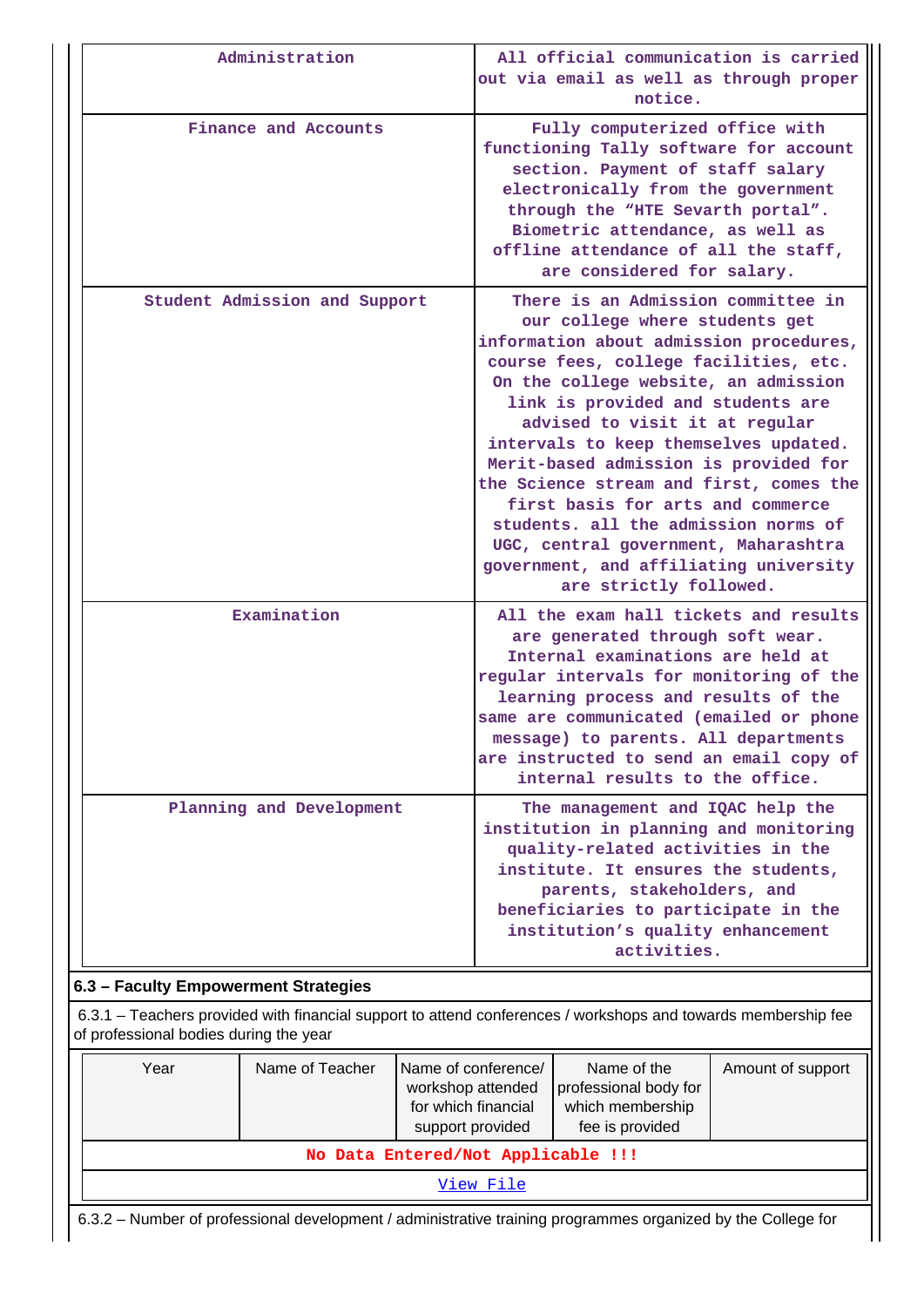| | |
|---|---|
| Administration | All official communication is carried out via email as well as through proper notice. |
| Finance and Accounts | Fully computerized office with functioning Tally software for account section. Payment of staff salary electronically from the government through the “HTE Sevarth portal”. Biometric attendance, as well as offline attendance of all the staff, are considered for salary. |
| Student Admission and Support | There is an Admission committee in our college where students get information about admission procedures, course fees, college facilities, etc. On the college website, an admission link is provided and students are advised to visit it at regular intervals to keep themselves updated. Merit-based admission is provided for the Science stream and first, comes the first basis for arts and commerce students. all the admission norms of UGC, central government, Maharashtra government, and affiliating university are strictly followed. |
| Examination | All the exam hall tickets and results are generated through soft wear. Internal examinations are held at regular intervals for monitoring of the learning process and results of the same are communicated (emailed or phone message) to parents. All departments are instructed to send an email copy of internal results to the office. |
| Planning and Development | The management and IQAC help the institution in planning and monitoring quality-related activities in the institute. It ensures the students, parents, stakeholders, and beneficiaries to participate in the institution’s quality enhancement activities. |

**6.3 – Faculty Empowerment Strategies**

6.3.1 – Teachers provided with financial support to attend conferences / workshops and towards membership fee of professional bodies during the year

| Year | Name of Teacher | Name of conference/ workshop attended for which financial support provided | Name of the professional body for which membership fee is provided | Amount of support |
|---|---|---|---|---|
| No Data Entered/Not Applicable !!! | | | | |

View File

6.3.2 – Number of professional development / administrative training programmes organized by the College for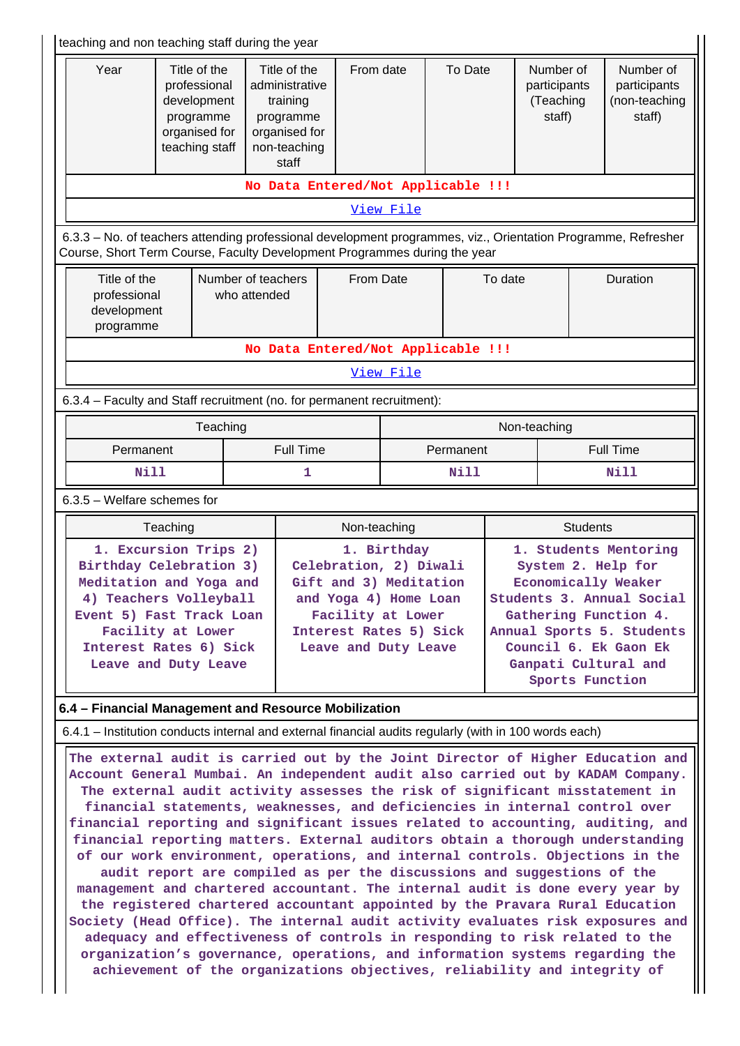teaching and non teaching staff during the year

| Year | Title of the professional development programme organised for teaching staff | Title of the administrative training programme organised for non-teaching staff | From date | To Date | Number of participants (Teaching staff) | Number of participants (non-teaching staff) |
|---|---|---|---|---|---|---|
| No Data Entered/Not Applicable !!! | | | | | | |
| View File | | | | | | |

6.3.3 – No. of teachers attending professional development programmes, viz., Orientation Programme, Refresher Course, Short Term Course, Faculty Development Programmes during the year

| Title of the professional development programme | Number of teachers who attended | From Date | To date | Duration |
|---|---|---|---|---|
| No Data Entered/Not Applicable !!! | | | | |
| View File | | | | |

6.3.4 – Faculty and Staff recruitment (no. for permanent recruitment):

| Teaching | | Non-teaching | |
|---|---|---|---|
| Permanent | Full Time | Permanent | Full Time |
| Nill | 1 | Nill | Nill |

6.3.5 – Welfare schemes for

| Teaching | Non-teaching | Students |
|---|---|---|
| 1. Excursion Trips 2) Birthday Celebration 3) Meditation and Yoga and 4) Teachers Volleyball Event 5) Fast Track Loan Facility at Lower Interest Rates 6) Sick Leave and Duty Leave | 1. Birthday Celebration, 2) Diwali Gift and 3) Meditation and Yoga 4) Home Loan Facility at Lower Interest Rates 5) Sick Leave and Duty Leave | 1. Students Mentoring System 2. Help for Economically Weaker Students 3. Annual Social Gathering Function 4. Annual Sports 5. Students Council 6. Ek Gaon Ek Ganpati Cultural and Sports Function |

**6.4 – Financial Management and Resource Mobilization**

6.4.1 – Institution conducts internal and external financial audits regularly (with in 100 words each)

The external audit is carried out by the Joint Director of Higher Education and Account General Mumbai. An independent audit also carried out by KADAM Company. The external audit activity assesses the risk of significant misstatement in financial statements, weaknesses, and deficiencies in internal control over financial reporting and significant issues related to accounting, auditing, and financial reporting matters. External auditors obtain a thorough understanding of our work environment, operations, and internal controls. Objections in the audit report are compiled as per the discussions and suggestions of the management and chartered accountant. The internal audit is done every year by the registered chartered accountant appointed by the Pravara Rural Education Society (Head Office). The internal audit activity evaluates risk exposures and adequacy and effectiveness of controls in responding to risk related to the organization's governance, operations, and information systems regarding the achievement of the organizations objectives, reliability and integrity of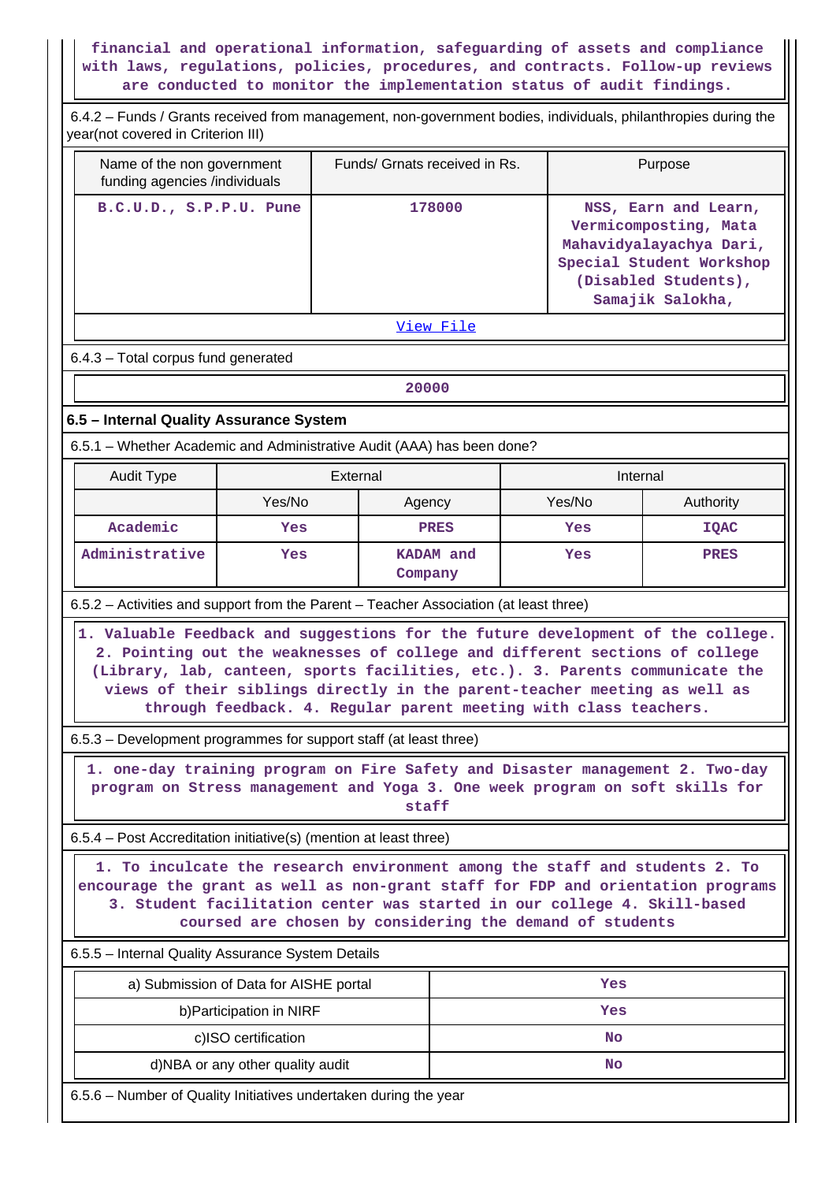financial and operational information, safeguarding of assets and compliance with laws, regulations, policies, procedures, and contracts. Follow-up reviews are conducted to monitor the implementation status of audit findings.

6.4.2 – Funds / Grants received from management, non-government bodies, individuals, philanthropies during the year(not covered in Criterion III)

| Name of the non government funding agencies /individuals | Funds/ Grnats received in Rs. | Purpose |
|---|---|---|
| B.C.U.D., S.P.P.U. Pune | 178000 | NSS, Earn and Learn, Vermicomposting, Mata Mahavidyalayachya Dari, Special Student Workshop (Disabled Students), Samajik Salokha, |

View File

6.4.3 – Total corpus fund generated

20000

### 6.5 – Internal Quality Assurance System

6.5.1 – Whether Academic and Administrative Audit (AAA) has been done?

| Audit Type | External | | Internal | |
|---|---|---|---|---|
| | Yes/No | Agency | Yes/No | Authority |
| Academic | Yes | PRES | Yes | IQAC |
| Administrative | Yes | KADAM and Company | Yes | PRES |

6.5.2 – Activities and support from the Parent – Teacher Association (at least three)

1. Valuable Feedback and suggestions for the future development of the college. 2. Pointing out the weaknesses of college and different sections of college (Library, lab, canteen, sports facilities, etc.). 3. Parents communicate the views of their siblings directly in the parent-teacher meeting as well as through feedback. 4. Regular parent meeting with class teachers.

6.5.3 – Development programmes for support staff (at least three)

1. one-day training program on Fire Safety and Disaster management 2. Two-day program on Stress management and Yoga 3. One week program on soft skills for staff

6.5.4 – Post Accreditation initiative(s) (mention at least three)

1. To inculcate the research environment among the staff and students 2. To encourage the grant as well as non-grant staff for FDP and orientation programs 3. Student facilitation center was started in our college 4. Skill-based coursed are chosen by considering the demand of students

6.5.5 – Internal Quality Assurance System Details

| | |
|---|---|
| a) Submission of Data for AISHE portal | Yes |
| b)Participation in NIRF | Yes |
| c)ISO certification | No |
| d)NBA or any other quality audit | No |

6.5.6 – Number of Quality Initiatives undertaken during the year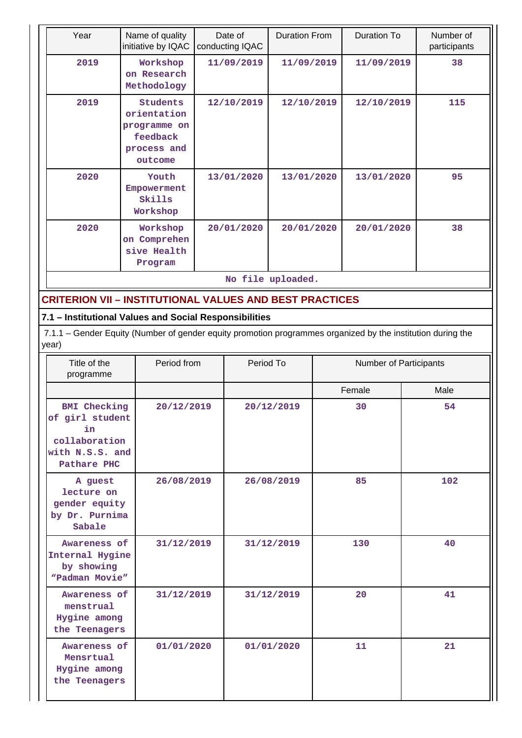| Year | Name of quality initiative by IQAC | Date of conducting IQAC | Duration From | Duration To | Number of participants |
|---|---|---|---|---|---|
| 2019 | Workshop on Research Methodology | 11/09/2019 | 11/09/2019 | 11/09/2019 | 38 |
| 2019 | Students orientation programme on feedback process and outcome | 12/10/2019 | 12/10/2019 | 12/10/2019 | 115 |
| 2020 | Youth Empowerment Skills Workshop | 13/01/2020 | 13/01/2020 | 13/01/2020 | 95 |
| 2020 | Workshop on Comprehen sive Health Program | 20/01/2020 | 20/01/2020 | 20/01/2020 | 38 |
| No file uploaded. | | | | | |

## CRITERION VII – INSTITUTIONAL VALUES AND BEST PRACTICES

### 7.1 – Institutional Values and Social Responsibilities

7.1.1 – Gender Equity (Number of gender equity promotion programmes organized by the institution during the year)

| Title of the programme | Period from | Period To | Number of Participants | |
|---|---|---|---|---|
| | | | Female | Male |
| BMI Checking of girl student in collaboration with N.S.S. and Pathare PHC | 20/12/2019 | 20/12/2019 | 30 | 54 |
| A guest lecture on gender equity by Dr. Purnima Sabale | 26/08/2019 | 26/08/2019 | 85 | 102 |
| Awareness of Internal Hygine by showing "Padman Movie" | 31/12/2019 | 31/12/2019 | 130 | 40 |
| Awareness of menstrual Hygine among the Teenagers | 31/12/2019 | 31/12/2019 | 20 | 41 |
| Awareness of Mensrtual Hygine among the Teenagers | 01/01/2020 | 01/01/2020 | 11 | 21 |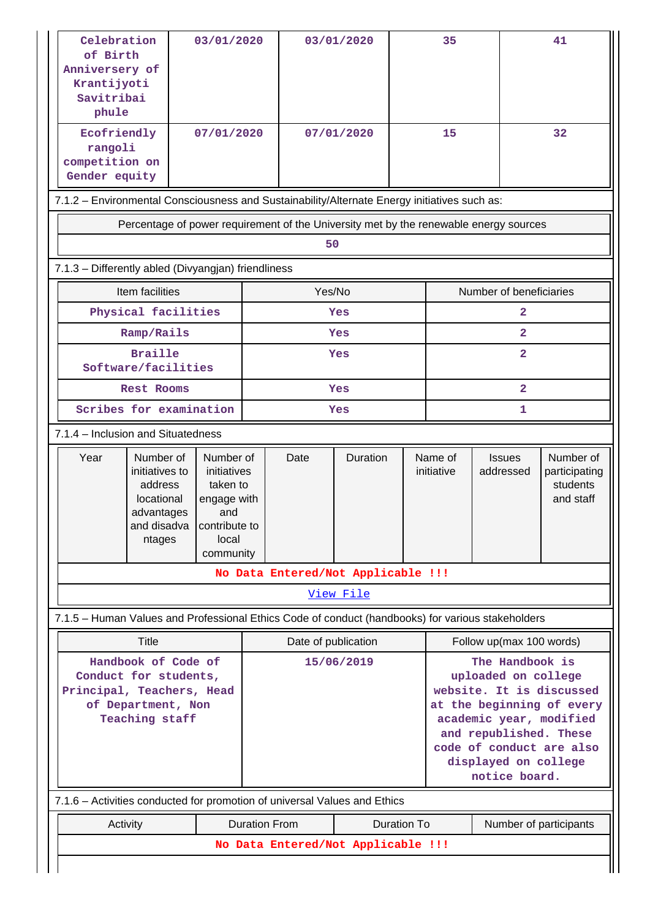| Celebration of Birth Anniversery of Krantijyoti Savitribai phule | 03/01/2020 | 03/01/2020 | 35 | 41 |
|---|---|---|---|---|
| Ecofriendly rangoli competition on Gender equity | 07/01/2020 | 07/01/2020 | 15 | 32 |

7.1.2 – Environmental Consciousness and Sustainability/Alternate Energy initiatives such as:

| Percentage of power requirement of the University met by the renewable energy sources |
|---|
| 50 |

7.1.3 – Differently abled (Divyangjan) friendliness

| Item facilities | Yes/No | Number of beneficiaries |
|---|---|---|
| Physical facilities | Yes | 2 |
| Ramp/Rails | Yes | 2 |
| Braille Software/facilities | Yes | 2 |
| Rest Rooms | Yes | 2 |
| Scribes for examination | Yes | 1 |

7.1.4 – Inclusion and Situatedness

| Year | Number of initiatives to address locational advantages and disadvantages | Number of initiatives taken to engage with and contribute to local community | Date | Duration | Name of initiative | Issues addressed | Number of participating students and staff |
|---|---|---|---|---|---|---|---|
| No Data Entered/Not Applicable !!! | | | | | | | |
| View File | | | | | | | |

7.1.5 – Human Values and Professional Ethics Code of conduct (handbooks) for various stakeholders

| Title | Date of publication | Follow up(max 100 words) |
|---|---|---|
| Handbook of Code of Conduct for students, Principal, Teachers, Head of Department, Non Teaching staff | 15/06/2019 | The Handbook is uploaded on college website. It is discussed at the beginning of every academic year, modified and republished. These code of conduct are also displayed on college notice board. |

7.1.6 – Activities conducted for promotion of universal Values and Ethics

| Activity | Duration From | Duration To | Number of participants |
|---|---|---|---|
| No Data Entered/Not Applicable !!! | | | |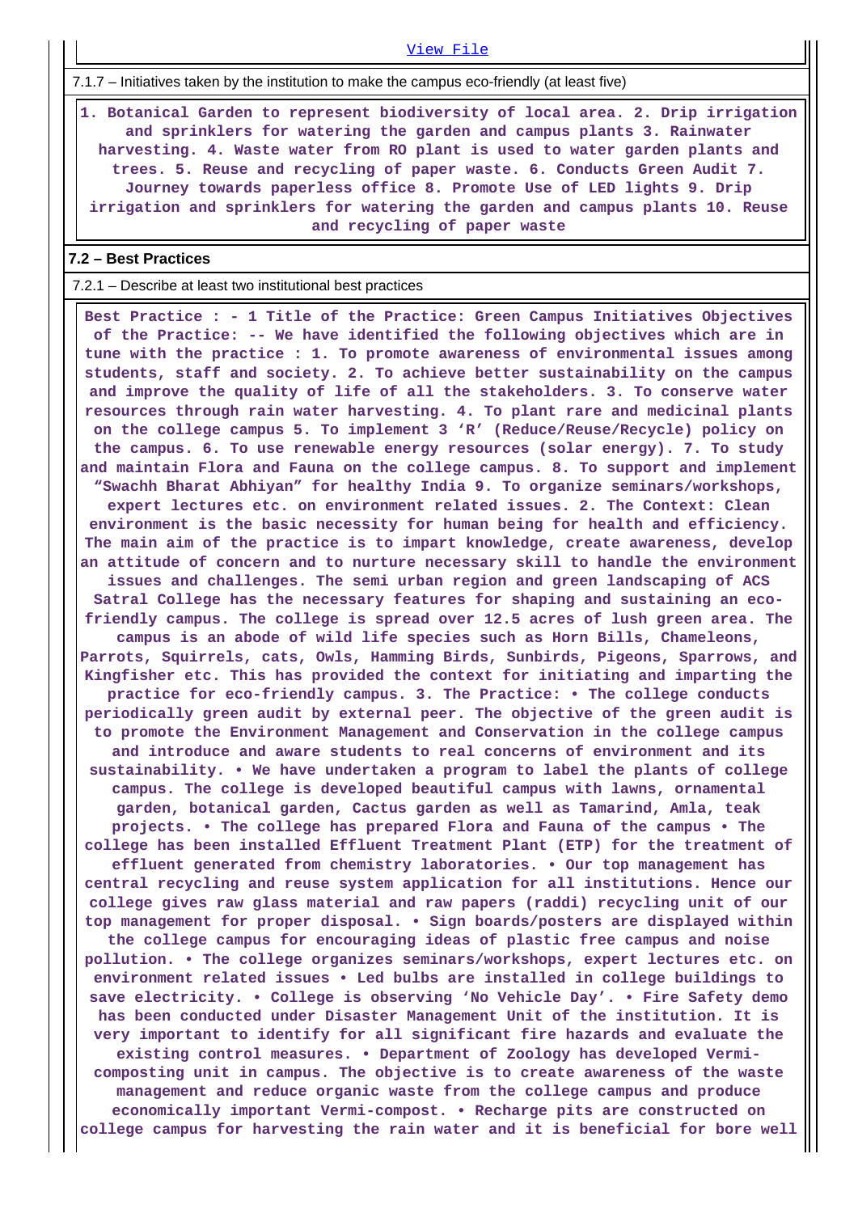View File

7.1.7 – Initiatives taken by the institution to make the campus eco-friendly (at least five)

1. Botanical Garden to represent biodiversity of local area. 2. Drip irrigation and sprinklers for watering the garden and campus plants 3. Rainwater harvesting. 4. Waste water from RO plant is used to water garden plants and trees. 5. Reuse and recycling of paper waste. 6. Conducts Green Audit 7. Journey towards paperless office 8. Promote Use of LED lights 9. Drip irrigation and sprinklers for watering the garden and campus plants 10. Reuse and recycling of paper waste

**7.2 – Best Practices**

7.2.1 – Describe at least two institutional best practices

Best Practice : - 1 Title of the Practice: Green Campus Initiatives Objectives of the Practice: -- We have identified the following objectives which are in tune with the practice : 1. To promote awareness of environmental issues among students, staff and society. 2. To achieve better sustainability on the campus and improve the quality of life of all the stakeholders. 3. To conserve water resources through rain water harvesting. 4. To plant rare and medicinal plants on the college campus 5. To implement 3 'R' (Reduce/Reuse/Recycle) policy on the campus. 6. To use renewable energy resources (solar energy). 7. To study and maintain Flora and Fauna on the college campus. 8. To support and implement "Swachh Bharat Abhiyan" for healthy India 9. To organize seminars/workshops, expert lectures etc. on environment related issues. 2. The Context: Clean environment is the basic necessity for human being for health and efficiency. The main aim of the practice is to impart knowledge, create awareness, develop an attitude of concern and to nurture necessary skill to handle the environment issues and challenges. The semi urban region and green landscaping of ACS Satral College has the necessary features for shaping and sustaining an eco-friendly campus. The college is spread over 12.5 acres of lush green area. The campus is an abode of wild life species such as Horn Bills, Chameleons, Parrots, Squirrels, cats, Owls, Hamming Birds, Sunbirds, Pigeons, Sparrows, and Kingfisher etc. This has provided the context for initiating and imparting the practice for eco-friendly campus. 3. The Practice: • The college conducts periodically green audit by external peer. The objective of the green audit is to promote the Environment Management and Conservation in the college campus and introduce and aware students to real concerns of environment and its sustainability. • We have undertaken a program to label the plants of college campus. The college is developed beautiful campus with lawns, ornamental garden, botanical garden, Cactus garden as well as Tamarind, Amla, teak projects. • The college has prepared Flora and Fauna of the campus • The college has been installed Effluent Treatment Plant (ETP) for the treatment of effluent generated from chemistry laboratories. • Our top management has central recycling and reuse system application for all institutions. Hence our college gives raw glass material and raw papers (raddi) recycling unit of our top management for proper disposal. • Sign boards/posters are displayed within the college campus for encouraging ideas of plastic free campus and noise pollution. • The college organizes seminars/workshops, expert lectures etc. on environment related issues • Led bulbs are installed in college buildings to save electricity. • College is observing 'No Vehicle Day'. • Fire Safety demo has been conducted under Disaster Management Unit of the institution. It is very important to identify for all significant fire hazards and evaluate the existing control measures. • Department of Zoology has developed Vermi-composting unit in campus. The objective is to create awareness of the waste management and reduce organic waste from the college campus and produce economically important Vermi-compost. • Recharge pits are constructed on college campus for harvesting the rain water and it is beneficial for bore well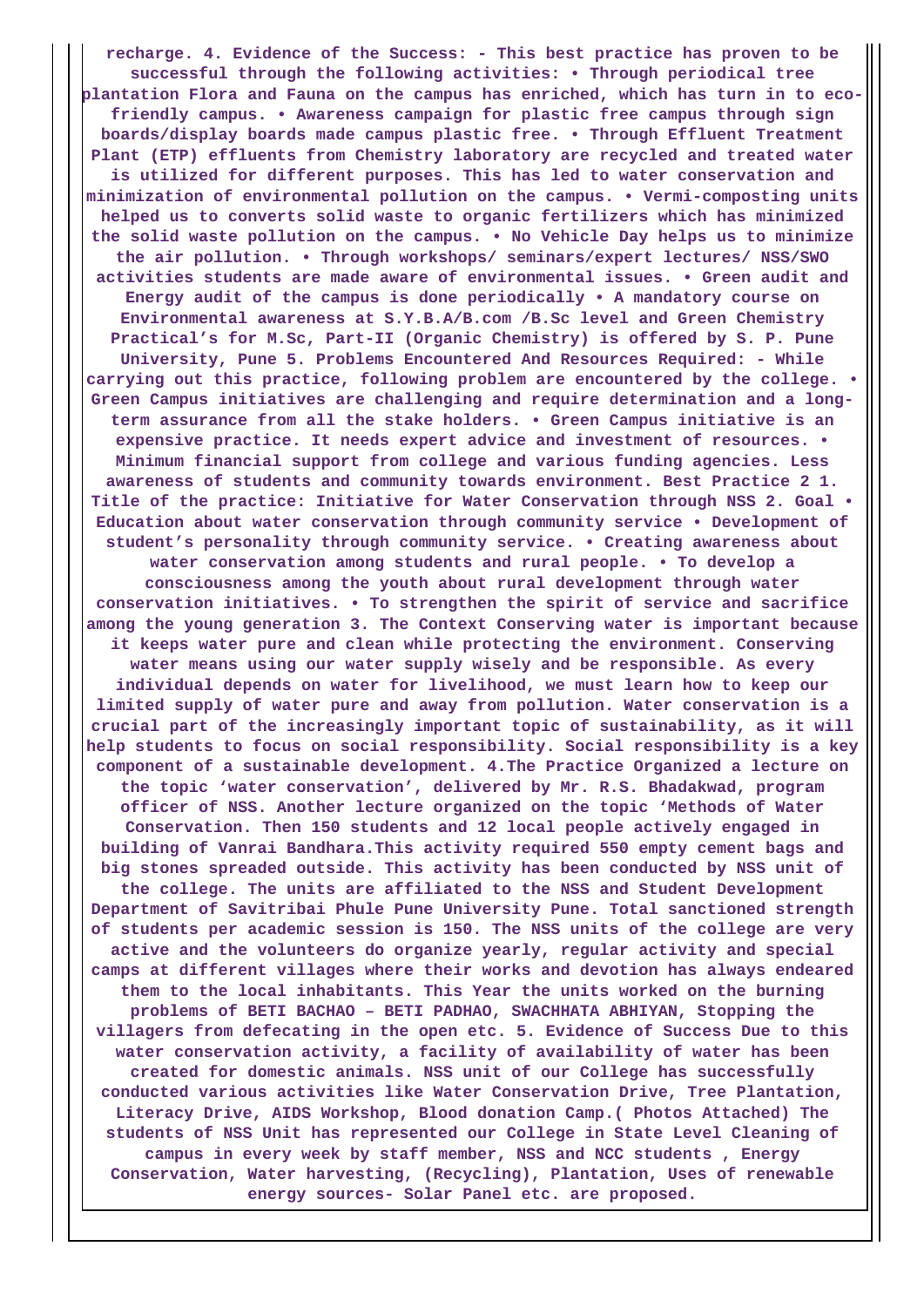**recharge. 4. Evidence of the Success: - This best practice has proven to be successful through the following activities: • Through periodical tree plantation Flora and Fauna on the campus has enriched, which has turn in to eco-friendly campus. • Awareness campaign for plastic free campus through sign boards/display boards made campus plastic free. • Through Effluent Treatment Plant (ETP) effluents from Chemistry laboratory are recycled and treated water is utilized for different purposes. This has led to water conservation and minimization of environmental pollution on the campus. • Vermi-composting units helped us to converts solid waste to organic fertilizers which has minimized the solid waste pollution on the campus. • No Vehicle Day helps us to minimize the air pollution. • Through workshops/ seminars/expert lectures/ NSS/SWO activities students are made aware of environmental issues. • Green audit and Energy audit of the campus is done periodically • A mandatory course on Environmental awareness at S.Y.B.A/B.com /B.Sc level and Green Chemistry Practical's for M.Sc, Part-II (Organic Chemistry) is offered by S. P. Pune University, Pune 5. Problems Encountered And Resources Required: - While carrying out this practice, following problem are encountered by the college. • Green Campus initiatives are challenging and require determination and a long-term assurance from all the stake holders. • Green Campus initiative is an expensive practice. It needs expert advice and investment of resources. • Minimum financial support from college and various funding agencies. Less awareness of students and community towards environment. Best Practice 2 1. Title of the practice: Initiative for Water Conservation through NSS 2. Goal • Education about water conservation through community service • Development of student's personality through community service. • Creating awareness about water conservation among students and rural people. • To develop a consciousness among the youth about rural development through water conservation initiatives. • To strengthen the spirit of service and sacrifice among the young generation 3. The Context Conserving water is important because it keeps water pure and clean while protecting the environment. Conserving water means using our water supply wisely and be responsible. As every individual depends on water for livelihood, we must learn how to keep our limited supply of water pure and away from pollution. Water conservation is a crucial part of the increasingly important topic of sustainability, as it will help students to focus on social responsibility. Social responsibility is a key component of a sustainable development. 4.The Practice Organized a lecture on the topic 'water conservation', delivered by Mr. R.S. Bhadakwad, program officer of NSS. Another lecture organized on the topic 'Methods of Water Conservation. Then 150 students and 12 local people actively engaged in building of Vanrai Bandhara.This activity required 550 empty cement bags and big stones spreaded outside. This activity has been conducted by NSS unit of the college. The units are affiliated to the NSS and Student Development Department of Savitribai Phule Pune University Pune. Total sanctioned strength of students per academic session is 150. The NSS units of the college are very active and the volunteers do organize yearly, regular activity and special camps at different villages where their works and devotion has always endeared them to the local inhabitants. This Year the units worked on the burning problems of BETI BACHAO – BETI PADHAO, SWACHHATA ABHIYAN, Stopping the villagers from defecating in the open etc. 5. Evidence of Success Due to this water conservation activity, a facility of availability of water has been created for domestic animals. NSS unit of our College has successfully conducted various activities like Water Conservation Drive, Tree Plantation, Literacy Drive, AIDS Workshop, Blood donation Camp.( Photos Attached) The students of NSS Unit has represented our College in State Level Cleaning of campus in every week by staff member, NSS and NCC students , Energy Conservation, Water harvesting, (Recycling), Plantation, Uses of renewable energy sources- Solar Panel etc. are proposed.**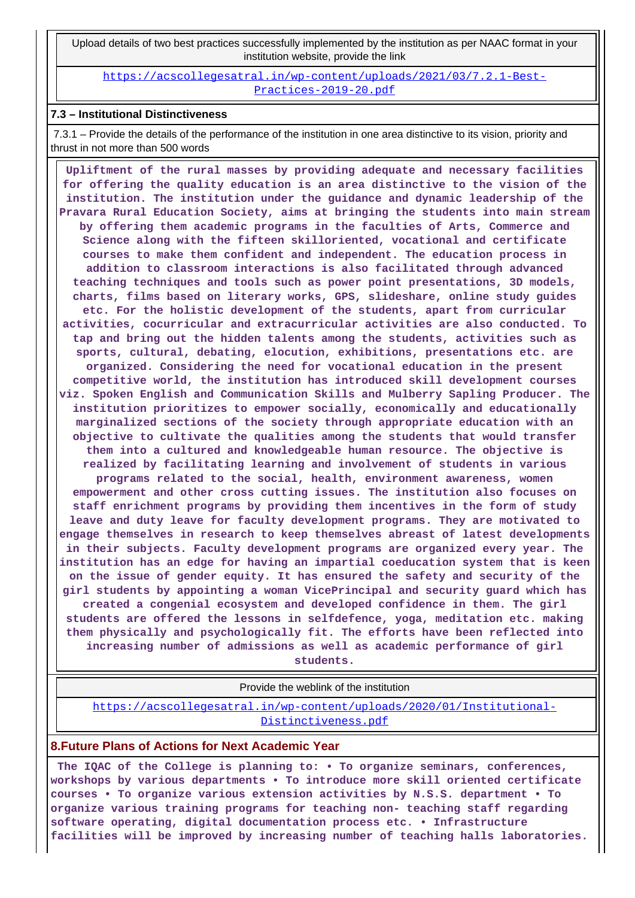| Upload details of two best practices successfully implemented by the institution as per NAAC format in your institution website, provide the link |
| --- |
| https://acscollegesatral.in/wp-content/uploads/2021/03/7.2.1-Best-Practices-2019-20.pdf |

**7.3 – Institutional Distinctiveness**

7.3.1 – Provide the details of the performance of the institution in one area distinctive to its vision, priority and thrust in not more than 500 words

**Upliftment of the rural masses by providing adequate and necessary facilities for offering the quality education is an area distinctive to the vision of the institution. The institution under the guidance and dynamic leadership of the Pravara Rural Education Society, aims at bringing the students into main stream by offering them academic programs in the faculties of Arts, Commerce and Science along with the fifteen skilloriented, vocational and certificate courses to make them confident and independent. The education process in addition to classroom interactions is also facilitated through advanced teaching techniques and tools such as power point presentations, 3D models, charts, films based on literary works, GPS, slideshare, online study guides etc. For the holistic development of the students, apart from curricular activities, cocurricular and extracurricular activities are also conducted. To tap and bring out the hidden talents among the students, activities such as sports, cultural, debating, elocution, exhibitions, presentations etc. are organized. Considering the need for vocational education in the present competitive world, the institution has introduced skill development courses viz. Spoken English and Communication Skills and Mulberry Sapling Producer. The institution prioritizes to empower socially, economically and educationally marginalized sections of the society through appropriate education with an objective to cultivate the qualities among the students that would transfer them into a cultured and knowledgeable human resource. The objective is realized by facilitating learning and involvement of students in various programs related to the social, health, environment awareness, women empowerment and other cross cutting issues. The institution also focuses on staff enrichment programs by providing them incentives in the form of study leave and duty leave for faculty development programs. They are motivated to engage themselves in research to keep themselves abreast of latest developments in their subjects. Faculty development programs are organized every year. The institution has an edge for having an impartial coeducation system that is keen on the issue of gender equity. It has ensured the safety and security of the girl students by appointing a woman VicePrincipal and security guard which has created a congenial ecosystem and developed confidence in them. The girl students are offered the lessons in selfdefence, yoga, meditation etc. making them physically and psychologically fit. The efforts have been reflected into increasing number of admissions as well as academic performance of girl students.**

| Provide the weblink of the institution |
| --- |
| https://acscollegesatral.in/wp-content/uploads/2020/01/Institutional-Distinctiveness.pdf |

**8.Future Plans of Actions for Next Academic Year**

**The IQAC of the College is planning to: • To organize seminars, conferences, workshops by various departments • To introduce more skill oriented certificate courses • To organize various extension activities by N.S.S. department • To organize various training programs for teaching non- teaching staff regarding software operating, digital documentation process etc. • Infrastructure facilities will be improved by increasing number of teaching halls laboratories.**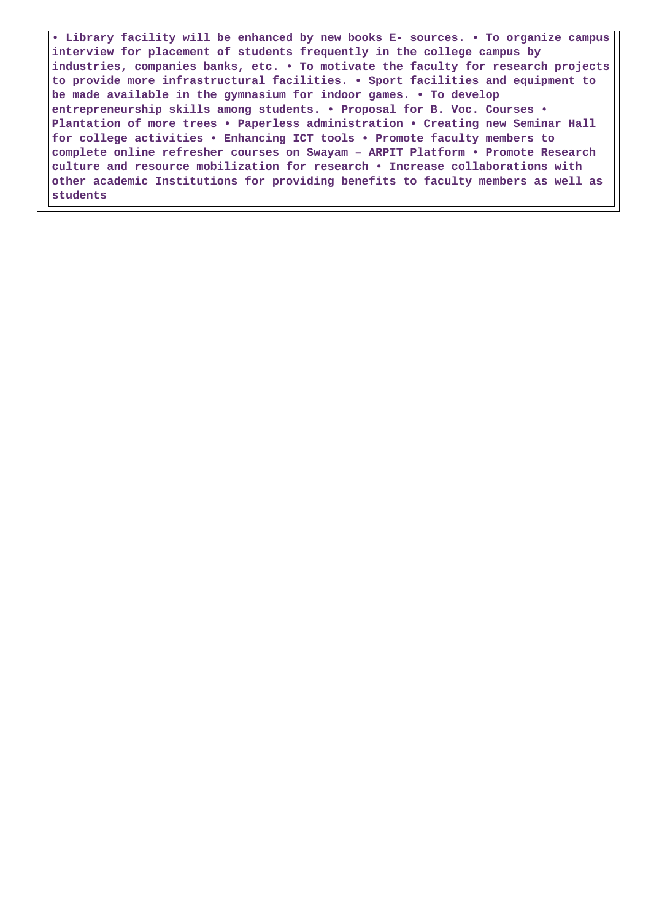**• Library facility will be enhanced by new books E- sources. • To organize campus interview for placement of students frequently in the college campus by industries, companies banks, etc. • To motivate the faculty for research projects to provide more infrastructural facilities. • Sport facilities and equipment to be made available in the gymnasium for indoor games. • To develop entrepreneurship skills among students. • Proposal for B. Voc. Courses • Plantation of more trees • Paperless administration • Creating new Seminar Hall for college activities • Enhancing ICT tools • Promote faculty members to complete online refresher courses on Swayam – ARPIT Platform • Promote Research culture and resource mobilization for research • Increase collaborations with other academic Institutions for providing benefits to faculty members as well as students**